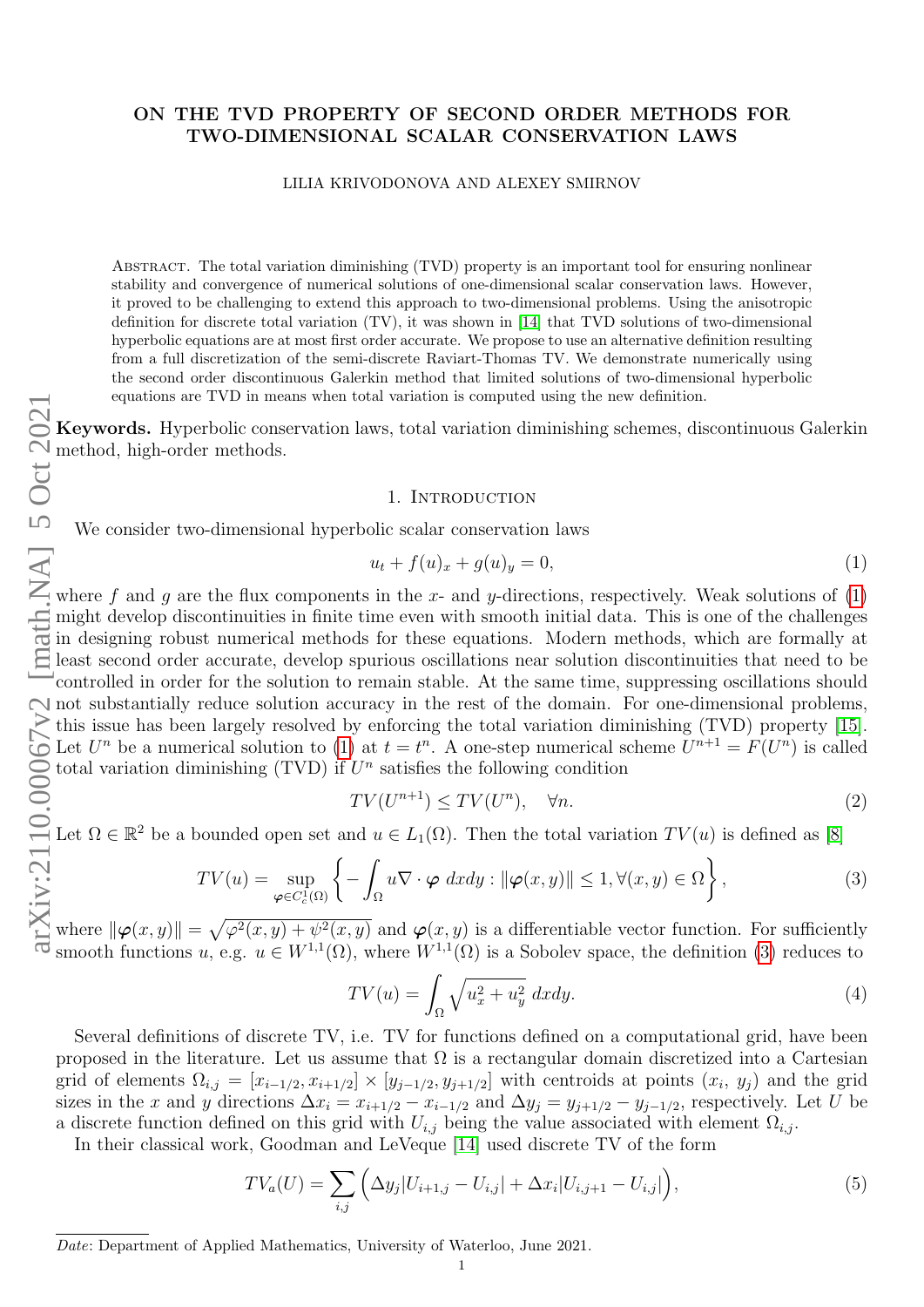# ON THE TVD PROPERTY OF SECOND ORDER METHODS FOR TWO-DIMENSIONAL SCALAR CONSERVATION LAWS

LILIA KRIVODONOVA AND ALEXEY SMIRNOV

Abstract. The total variation diminishing (TVD) property is an important tool for ensuring nonlinear stability and convergence of numerical solutions of one-dimensional scalar conservation laws. However, it proved to be challenging to extend this approach to two-dimensional problems. Using the anisotropic definition for discrete total variation (TV), it was shown in [14] that TVD solutions of two-dimensional hyperbolic equations are at most first order accurate. We propose to use an alternative definition resulting from a full discretization of the semi-discrete Raviart-Thomas TV. We demonstrate numerically using the second order discontinuous Galerkin method that limited solutions of two-dimensional hyperbolic equations are TVD in means when total variation is computed using the new definition.

**Keywords.** Hyperbolic conservation laws, total variation diminishing schemes, discontinuous Galerkin method, high-order methods.

## 1. Introduction

We consider two-dimensional hyperbolic scalar conservation laws

$$u_t + f(u)_x + g(u)_y = 0, \tag{1}$$

where $f$ and $g$ are the flux components in the $x$- and $y$-directions, respectively. Weak solutions of (1) might develop discontinuities in finite time even with smooth initial data. This is one of the challenges in designing robust numerical methods for these equations. Modern methods, which are formally at least second order accurate, develop spurious oscillations near solution discontinuities that need to be controlled in order for the solution to remain stable. At the same time, suppressing oscillations should not substantially reduce solution accuracy in the rest of the domain. For one-dimensional problems, this issue has been largely resolved by enforcing the total variation diminishing (TVD) property [15]. Let $U^n$ be a numerical solution to (1) at $t = t^n$. A one-step numerical scheme $U^{n+1} = F(U^n)$ is called total variation diminishing (TVD) if $U^n$ satisfies the following condition

$$TV(U^{n+1}) \le TV(U^n), \quad \forall n. \tag{2}$$

Let $\Omega \in \mathbb{R}^2$ be a bounded open set and $u \in L_1(\Omega)$. Then the total variation $TV(u)$ is defined as [8]

$$TV(u) = \sup_{\boldsymbol{\varphi} \in C_c^1(\Omega)} \left\{ -\int_\Omega u \nabla \cdot \boldsymbol{\varphi} \; dxdy : \|\boldsymbol{\varphi}(x,y)\| \le 1, \forall (x,y) \in \Omega \right\}, \tag{3}$$

where $\|\boldsymbol{\varphi}(x,y)\| = \sqrt{\varphi^2(x,y) + \psi^2(x,y)}$ and $\boldsymbol{\varphi}(x,y)$ is a differentiable vector function. For sufficiently smooth functions $u$, e.g. $u \in W^{1,1}(\Omega)$, where $W^{1,1}(\Omega)$ is a Sobolev space, the definition (3) reduces to

$$TV(u) = \int_\Omega \sqrt{u_x^2 + u_y^2} \; dxdy. \tag{4}$$

Several definitions of discrete TV, i.e. TV for functions defined on a computational grid, have been proposed in the literature. Let us assume that $\Omega$ is a rectangular domain discretized into a Cartesian grid of elements $\Omega_{i,j} = [x_{i-1/2}, x_{i+1/2}] \times [y_{j-1/2}, y_{j+1/2}]$ with centroids at points $(x_i, y_j)$ and the grid sizes in the $x$ and $y$ directions $\Delta x_i = x_{i+1/2} - x_{i-1/2}$ and $\Delta y_j = y_{j+1/2} - y_{j-1/2}$, respectively. Let $U$ be a discrete function defined on this grid with $U_{i,j}$ being the value associated with element $\Omega_{i,j}$.

In their classical work, Goodman and LeVeque [14] used discrete TV of the form

$$TV_a(U) = \sum_{i,j} \Big( \Delta y_j |U_{i+1,j} - U_{i,j}| + \Delta x_i |U_{i,j+1} - U_{i,j}| \Big), \tag{5}$$

*Date*: Department of Applied Mathematics, University of Waterloo, June 2021.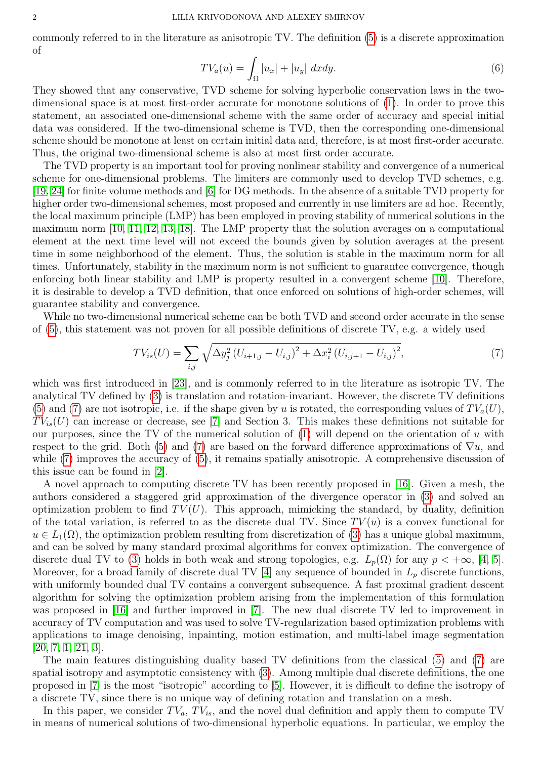commonly referred to in the literature as anisotropic TV. The definition (5) is a discrete approximation of

$$TV_a(u) = \int_\Omega |u_x| + |u_y| \; dxdy. \tag{6}$$

They showed that any conservative, TVD scheme for solving hyperbolic conservation laws in the two-dimensional space is at most first-order accurate for monotone solutions of (1). In order to prove this statement, an associated one-dimensional scheme with the same order of accuracy and special initial data was considered. If the two-dimensional scheme is TVD, then the corresponding one-dimensional scheme should be monotone at least on certain initial data and, therefore, is at most first-order accurate. Thus, the original two-dimensional scheme is also at most first order accurate.

The TVD property is an important tool for proving nonlinear stability and convergence of a numerical scheme for one-dimensional problems. The limiters are commonly used to develop TVD schemes, e.g. [19, 24] for finite volume methods and [6] for DG methods. In the absence of a suitable TVD property for higher order two-dimensional schemes, most proposed and currently in use limiters are ad hoc. Recently, the local maximum principle (LMP) has been employed in proving stability of numerical solutions in the maximum norm [10, 11, 12, 13, 18]. The LMP property that the solution averages on a computational element at the next time level will not exceed the bounds given by solution averages at the present time in some neighborhood of the element. Thus, the solution is stable in the maximum norm for all times. Unfortunately, stability in the maximum norm is not sufficient to guarantee convergence, though enforcing both linear stability and LMP is property resulted in a convergent scheme [10]. Therefore, it is desirable to develop a TVD definition, that once enforced on solutions of high-order schemes, will guarantee stability and convergence.

While no two-dimensional numerical scheme can be both TVD and second order accurate in the sense of (5), this statement was not proven for all possible definitions of discrete TV, e.g. a widely used

$$TV_{is}(U) = \sum_{i,j} \sqrt{\Delta y_j^2 \left(U_{i+1,j} - U_{i,j}\right)^2 + \Delta x_i^2 \left(U_{i,j+1} - U_{i,j}\right)^2}, \tag{7}$$

which was first introduced in [23], and is commonly referred to in the literature as isotropic TV. The analytical TV defined by (3) is translation and rotation-invariant. However, the discrete TV definitions (5) and (7) are not isotropic, i.e. if the shape given by $u$ is rotated, the corresponding values of $TV_a(U)$, $TV_{is}(U)$ can increase or decrease, see [7] and Section 3. This makes these definitions not suitable for our purposes, since the TV of the numerical solution of (1) will depend on the orientation of $u$ with respect to the grid. Both (5) and (7) are based on the forward difference approximations of $\nabla u$, and while (7) improves the accuracy of (5), it remains spatially anisotropic. A comprehensive discussion of this issue can be found in [2].

A novel approach to computing discrete TV has been recently proposed in [16]. Given a mesh, the authors considered a staggered grid approximation of the divergence operator in (3) and solved an optimization problem to find $TV(U)$. This approach, mimicking the standard, by duality, definition of the total variation, is referred to as the discrete dual TV. Since $TV(u)$ is a convex functional for $u \in L_1(\Omega)$, the optimization problem resulting from discretization of (3) has a unique global maximum, and can be solved by many standard proximal algorithms for convex optimization. The convergence of discrete dual TV to (3) holds in both weak and strong topologies, e.g. $L_p(\Omega)$ for any $p < +\infty$, [4, 5]. Moreover, for a broad family of discrete dual TV [4] any sequence of bounded in $L_p$ discrete functions, with uniformly bounded dual TV contains a convergent subsequence. A fast proximal gradient descent algorithm for solving the optimization problem arising from the implementation of this formulation was proposed in [16] and further improved in [7]. The new dual discrete TV led to improvement in accuracy of TV computation and was used to solve TV-regularization based optimization problems with applications to image denoising, inpainting, motion estimation, and multi-label image segmentation [20, 7, 1, 21, 3].

The main features distinguishing duality based TV definitions from the classical (5) and (7) are spatial isotropy and asymptotic consistency with (3). Among multiple dual discrete definitions, the one proposed in [7] is the most "isotropic" according to [5]. However, it is difficult to define the isotropy of a discrete TV, since there is no unique way of defining rotation and translation on a mesh.

In this paper, we consider $TV_a$, $TV_{is}$, and the novel dual definition and apply them to compute TV in means of numerical solutions of two-dimensional hyperbolic equations. In particular, we employ the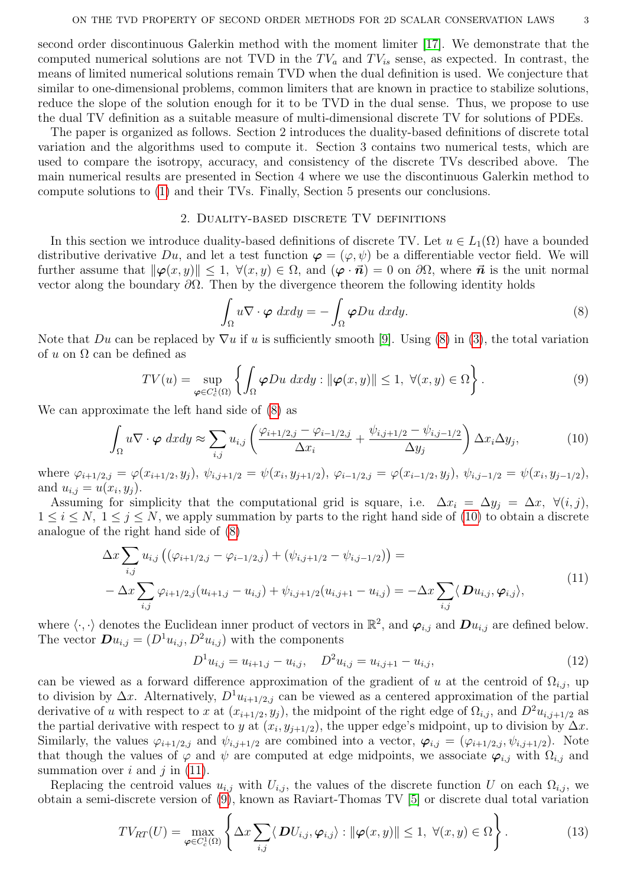second order discontinuous Galerkin method with the moment limiter [17]. We demonstrate that the computed numerical solutions are not TVD in the $TV_a$ and $TV_{is}$ sense, as expected. In contrast, the means of limited numerical solutions remain TVD when the dual definition is used. We conjecture that similar to one-dimensional problems, common limiters that are known in practice to stabilize solutions, reduce the slope of the solution enough for it to be TVD in the dual sense. Thus, we propose to use the dual TV definition as a suitable measure of multi-dimensional discrete TV for solutions of PDEs.

The paper is organized as follows. Section 2 introduces the duality-based definitions of discrete total variation and the algorithms used to compute it. Section 3 contains two numerical tests, which are used to compare the isotropy, accuracy, and consistency of the discrete TVs described above. The main numerical results are presented in Section 4 where we use the discontinuous Galerkin method to compute solutions to (1) and their TVs. Finally, Section 5 presents our conclusions.

## 2. Duality-based discrete TV definitions

In this section we introduce duality-based definitions of discrete TV. Let $u \in L_1(\Omega)$ have a bounded distributive derivative $Du$, and let a test function $\boldsymbol{\varphi} = (\varphi, \psi)$ be a differentiable vector field. We will further assume that $\|\boldsymbol{\varphi}(x, y)\| \leq 1, \ \forall (x, y) \in \Omega$, and $(\boldsymbol{\varphi} \cdot \vec{\boldsymbol{n}}) = 0$ on $\partial\Omega$, where $\vec{\boldsymbol{n}}$ is the unit normal vector along the boundary $\partial\Omega$. Then by the divergence theorem the following identity holds

$$\int_\Omega u \nabla \cdot \boldsymbol{\varphi} \ dxdy = -\int_\Omega \boldsymbol{\varphi} Du \ dxdy. \tag{8}$$

Note that $Du$ can be replaced by $\nabla u$ if $u$ is sufficiently smooth [9]. Using (8) in (3), the total variation of $u$ on $\Omega$ can be defined as

$$TV(u) = \sup_{\boldsymbol{\varphi} \in C_c^1(\Omega)} \left\{ \int_\Omega \boldsymbol{\varphi} Du \ dxdy : \|\boldsymbol{\varphi}(x, y)\| \leq 1, \ \forall (x, y) \in \Omega \right\}. \tag{9}$$

We can approximate the left hand side of (8) as

$$\int_\Omega u \nabla \cdot \boldsymbol{\varphi} \ dxdy \approx \sum_{i,j} u_{i,j} \left( \frac{\varphi_{i+1/2,j} - \varphi_{i-1/2,j}}{\Delta x_i} + \frac{\psi_{i,j+1/2} - \psi_{i,j-1/2}}{\Delta y_j} \right) \Delta x_i \Delta y_j, \tag{10}$$

where $\varphi_{i+1/2,j} = \varphi(x_{i+1/2}, y_j)$, $\psi_{i,j+1/2} = \psi(x_i, y_{j+1/2})$, $\varphi_{i-1/2,j} = \varphi(x_{i-1/2}, y_j)$, $\psi_{i,j-1/2} = \psi(x_i, y_{j-1/2})$, and $u_{i,j} = u(x_i, y_j)$.

Assuming for simplicity that the computational grid is square, i.e. $\Delta x_i = \Delta y_j = \Delta x, \ \forall (i, j)$, $1 \leq i \leq N, \ 1 \leq j \leq N$, we apply summation by parts to the right hand side of (10) to obtain a discrete analogue of the right hand side of (8)

$$\begin{aligned} &\Delta x \sum_{i,j} u_{i,j} \left( (\varphi_{i+1/2,j} - \varphi_{i-1/2,j}) + (\psi_{i,j+1/2} - \psi_{i,j-1/2}) \right) = \\ &- \Delta x \sum_{i,j} \varphi_{i+1/2,j}(u_{i+1,j} - u_{i,j}) + \psi_{i,j+1/2}(u_{i,j+1} - u_{i,j}) = -\Delta x \sum_{i,j} \langle \boldsymbol{D} u_{i,j}, \boldsymbol{\varphi}_{i,j} \rangle, \end{aligned} \tag{11}$$

where $\langle \cdot, \cdot \rangle$ denotes the Euclidean inner product of vectors in $\mathbb{R}^2$, and $\boldsymbol{\varphi}_{i,j}$ and $\boldsymbol{D}u_{i,j}$ are defined below. The vector $\boldsymbol{D}u_{i,j} = (D^1 u_{i,j}, D^2 u_{i,j})$ with the components

$$D^1 u_{i,j} = u_{i+1,j} - u_{i,j}, \quad D^2 u_{i,j} = u_{i,j+1} - u_{i,j}, \tag{12}$$

can be viewed as a forward difference approximation of the gradient of $u$ at the centroid of $\Omega_{i,j}$, up to division by $\Delta x$. Alternatively, $D^1 u_{i+1/2,j}$ can be viewed as a centered approximation of the partial derivative of $u$ with respect to $x$ at $(x_{i+1/2}, y_j)$, the midpoint of the right edge of $\Omega_{i,j}$, and $D^2 u_{i,j+1/2}$ as the partial derivative with respect to $y$ at $(x_i, y_{j+1/2})$, the upper edge's midpoint, up to division by $\Delta x$. Similarly, the values $\varphi_{i+1/2,j}$ and $\psi_{i,j+1/2}$ are combined into a vector, $\boldsymbol{\varphi}_{i,j} = (\varphi_{i+1/2,j}, \psi_{i,j+1/2})$. Note that though the values of $\varphi$ and $\psi$ are computed at edge midpoints, we associate $\boldsymbol{\varphi}_{i,j}$ with $\Omega_{i,j}$ and summation over $i$ and $j$ in (11).

Replacing the centroid values $u_{i,j}$ with $U_{i,j}$, the values of the discrete function $U$ on each $\Omega_{i,j}$, we obtain a semi-discrete version of (9), known as Raviart-Thomas TV [5] or discrete dual total variation

$$TV_{RT}(U) = \max_{\boldsymbol{\varphi} \in C_c^1(\Omega)} \left\{ \Delta x \sum_{i,j} \langle \boldsymbol{D} U_{i,j}, \boldsymbol{\varphi}_{i,j} \rangle : \|\boldsymbol{\varphi}(x, y)\| \leq 1, \ \forall (x, y) \in \Omega \right\}. \tag{13}$$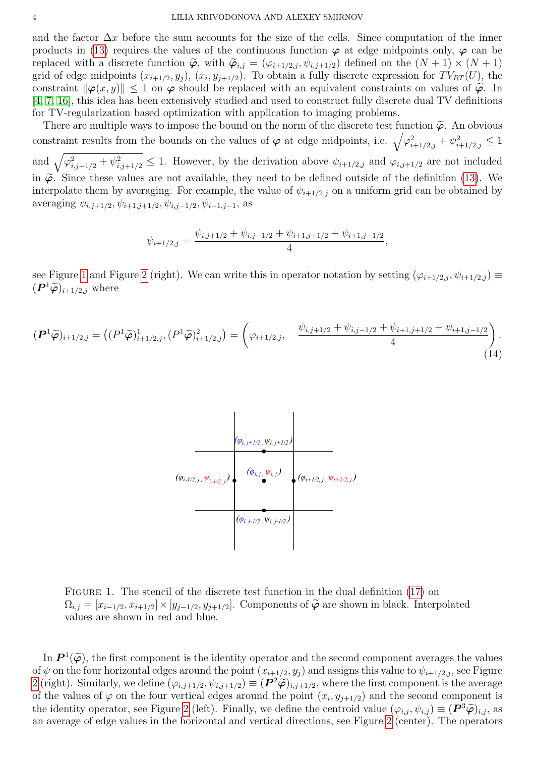and the factor $\Delta x$ before the sum accounts for the size of the cells. Since computation of the inner products in (13) requires the values of the continuous function $\boldsymbol{\varphi}$ at edge midpoints only, $\boldsymbol{\varphi}$ can be replaced with a discrete function $\widetilde{\boldsymbol{\varphi}}$, with $\widetilde{\boldsymbol{\varphi}}_{i,j} = (\varphi_{i+1/2,j}, \psi_{i,j+1/2})$ defined on the $(N+1)\times(N+1)$ grid of edge midpoints $(x_{i+1/2}, y_j)$, $(x_i, y_{j+1/2})$. To obtain a fully discrete expression for $TV_{RT}(U)$, the constraint $\|\boldsymbol{\varphi}(x,y)\| \le 1$ on $\boldsymbol{\varphi}$ should be replaced with an equivalent constraints on values of $\widetilde{\boldsymbol{\varphi}}$. In [4, 7, 16], this idea has been extensively studied and used to construct fully discrete dual TV definitions for TV-regularization based optimization with application to imaging problems.

There are multiple ways to impose the bound on the norm of the discrete test function $\widetilde{\boldsymbol{\varphi}}$. An obvious constraint results from the bounds on the values of $\boldsymbol{\varphi}$ at edge midpoints, i.e. $\sqrt{\varphi^2_{i+1/2,j} + \psi^2_{i+1/2,j}} \le 1$ and $\sqrt{\varphi^2_{i,j+1/2} + \psi^2_{i,j+1/2}} \le 1$. However, by the derivation above $\psi_{i+1/2,j}$ and $\varphi_{i,j+1/2}$ are not included in $\widetilde{\boldsymbol{\varphi}}$. Since these values are not available, they need to be defined outside of the definition (13). We interpolate them by averaging. For example, the value of $\psi_{i+1/2,j}$ on a uniform grid can be obtained by averaging $\psi_{i,j+1/2}, \psi_{i+1,j+1/2}, \psi_{i,j-1/2}, \psi_{i+1,j-1}$, as

$$\psi_{i+1/2,j} = \frac{\psi_{i,j+1/2} + \psi_{i,j-1/2} + \psi_{i+1,j+1/2} + \psi_{i+1,j-1/2}}{4},$$

see Figure 1 and Figure 2 (right). We can write this in operator notation by setting $(\varphi_{i+1/2,j}, \psi_{i+1/2,j}) \equiv (\boldsymbol{P}^1\widetilde{\boldsymbol{\varphi}})_{i+1/2,j}$ where

$$(\boldsymbol{P}^1\widetilde{\boldsymbol{\varphi}})_{i+1/2,j} = \left((P^1\widetilde{\boldsymbol{\varphi}})^1_{i+1/2,j}, (P^1\widetilde{\boldsymbol{\varphi}})^2_{i+1/2,j}\right) = \left(\varphi_{i+1/2,j}, \quad \frac{\psi_{i,j+1/2} + \psi_{i,j-1/2} + \psi_{i+1,j+1/2} + \psi_{i+1,j-1/2}}{4}\right). \tag{14}$$

Figure 1. The stencil of the discrete test function in the dual definition (17) on $\Omega_{i,j} = [x_{i-1/2}, x_{i+1/2}] \times [y_{j-1/2}, y_{j+1/2}]$. Components of $\widetilde{\boldsymbol{\varphi}}$ are shown in black. Interpolated values are shown in red and blue.

In $\boldsymbol{P}^1(\widetilde{\boldsymbol{\varphi}})$, the first component is the identity operator and the second component averages the values of $\psi$ on the four horizontal edges around the point $(x_{i+1/2}, y_j)$ and assigns this value to $\psi_{i+1/2,j}$, see Figure 2 (right). Similarly, we define $(\varphi_{i,j+1/2}, \psi_{i,j+1/2}) \equiv (\boldsymbol{P}^2\widetilde{\boldsymbol{\varphi}})_{i,j+1/2}$, where the first component is the average of the values of $\varphi$ on the four vertical edges around the point $(x_i, y_{j+1/2})$ and the second component is the identity operator, see Figure 2 (left). Finally, we define the centroid value $(\varphi_{i,j}, \psi_{i,j}) \equiv (\boldsymbol{P}^3\widetilde{\boldsymbol{\varphi}})_{i,j}$, as an average of edge values in the horizontal and vertical directions, see Figure 2 (center). The operators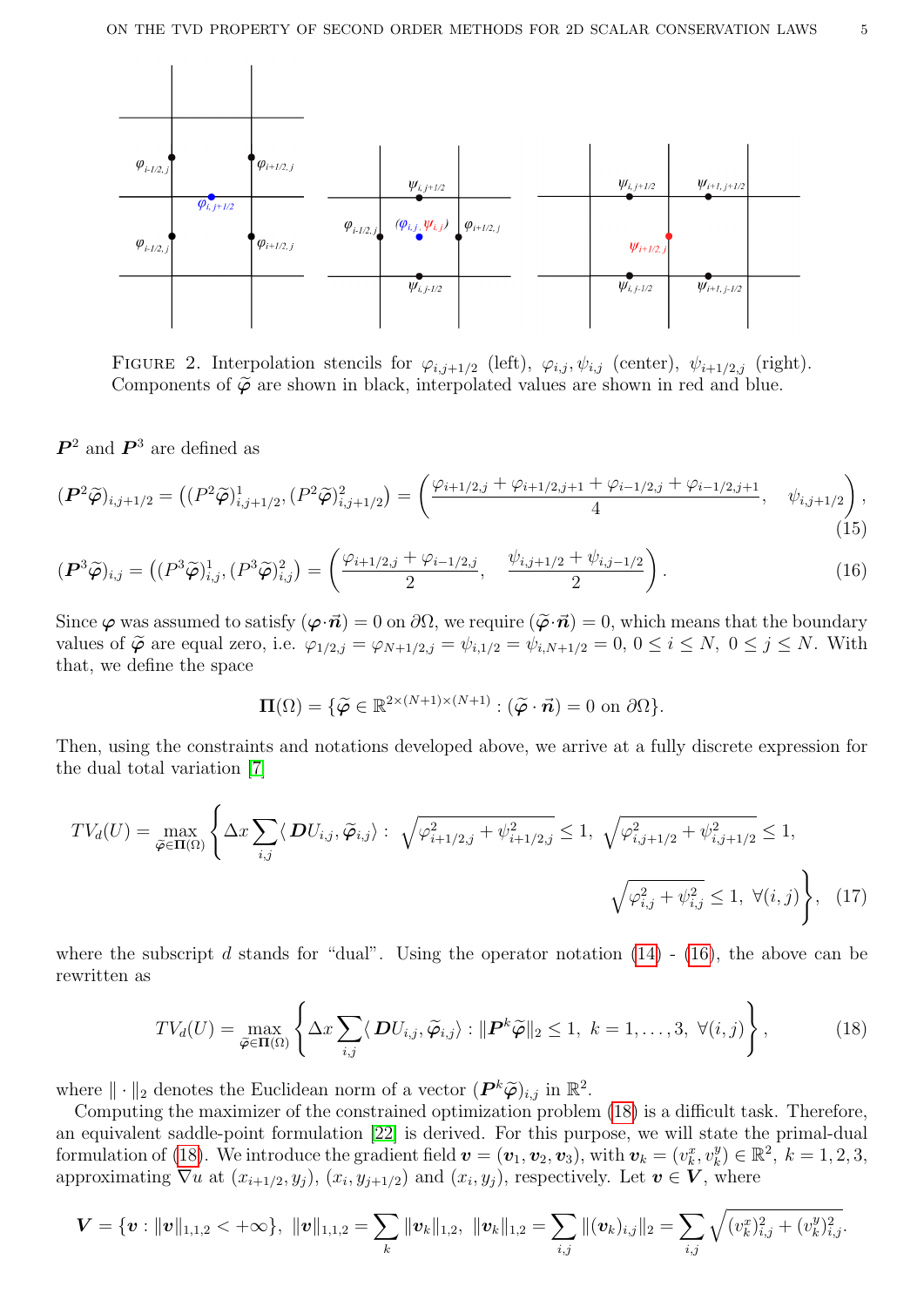FIGURE 2. Interpolation stencils for $\varphi_{i,j+1/2}$ (left), $\varphi_{i,j}, \psi_{i,j}$ (center), $\psi_{i+1/2,j}$ (right). Components of $\widetilde{\boldsymbol{\varphi}}$ are shown in black, interpolated values are shown in red and blue.

$\boldsymbol{P}^2$ and $\boldsymbol{P}^3$ are defined as

$$(\boldsymbol{P}^2\widetilde{\boldsymbol{\varphi}})_{i,j+1/2} = \left((P^2\widetilde{\boldsymbol{\varphi}})^1_{i,j+1/2}, (P^2\widetilde{\boldsymbol{\varphi}})^2_{i,j+1/2}\right) = \left(\frac{\varphi_{i+1/2,j} + \varphi_{i+1/2,j+1} + \varphi_{i-1/2,j} + \varphi_{i-1/2,j+1}}{4}, \quad \psi_{i,j+1/2}\right), \tag{15}$$

$$(\boldsymbol{P}^3\widetilde{\boldsymbol{\varphi}})_{i,j} = \left((P^3\widetilde{\boldsymbol{\varphi}})^1_{i,j}, (P^3\widetilde{\boldsymbol{\varphi}})^2_{i,j}\right) = \left(\frac{\varphi_{i+1/2,j} + \varphi_{i-1/2,j}}{2}, \quad \frac{\psi_{i,j+1/2} + \psi_{i,j-1/2}}{2}\right). \tag{16}$$

Since $\boldsymbol{\varphi}$ was assumed to satisfy $(\boldsymbol{\varphi}\cdot\vec{\boldsymbol{n}}) = 0$ on $\partial\Omega$, we require $(\widetilde{\boldsymbol{\varphi}}\cdot\vec{\boldsymbol{n}}) = 0$, which means that the boundary values of $\widetilde{\boldsymbol{\varphi}}$ are equal zero, i.e. $\varphi_{1/2,j} = \varphi_{N+1/2,j} = \psi_{i,1/2} = \psi_{i,N+1/2} = 0,\ 0 \le i \le N,\ 0 \le j \le N$. With that, we define the space

$$\boldsymbol{\Pi}(\Omega) = \{\widetilde{\boldsymbol{\varphi}} \in \mathbb{R}^{2\times(N+1)\times(N+1)} : (\widetilde{\boldsymbol{\varphi}}\cdot\vec{\boldsymbol{n}}) = 0 \text{ on } \partial\Omega\}.$$

Then, using the constraints and notations developed above, we arrive at a fully discrete expression for the dual total variation [7]

$$TV_d(U) = \max_{\widetilde{\boldsymbol{\varphi}}\in\boldsymbol{\Pi}(\Omega)} \left\{ \Delta x \sum_{i,j} \langle\, \boldsymbol{D}U_{i,j}, \widetilde{\boldsymbol{\varphi}}_{i,j}\rangle :\ \sqrt{\varphi^2_{i+1/2,j} + \psi^2_{i+1/2,j}} \le 1,\ \sqrt{\varphi^2_{i,j+1/2} + \psi^2_{i,j+1/2}} \le 1, \right.$$
$$\left. \sqrt{\varphi^2_{i,j} + \psi^2_{i,j}} \le 1,\ \forall (i,j) \right\}, \tag{17}$$

where the subscript $d$ stands for "dual". Using the operator notation (14) - (16), the above can be rewritten as

$$TV_d(U) = \max_{\widetilde{\boldsymbol{\varphi}}\in\boldsymbol{\Pi}(\Omega)} \left\{ \Delta x \sum_{i,j} \langle\, \boldsymbol{D}U_{i,j}, \widetilde{\boldsymbol{\varphi}}_{i,j}\rangle : \|\boldsymbol{P}^k\widetilde{\boldsymbol{\varphi}}\|_2 \le 1,\ k = 1,\dots,3,\ \forall (i,j) \right\}, \tag{18}$$

where $\|\cdot\|_2$ denotes the Euclidean norm of a vector $(\boldsymbol{P}^k\widetilde{\boldsymbol{\varphi}})_{i,j}$ in $\mathbb{R}^2$.

Computing the maximizer of the constrained optimization problem (18) is a difficult task. Therefore, an equivalent saddle-point formulation [22] is derived. For this purpose, we will state the primal-dual formulation of (18). We introduce the gradient field $\boldsymbol{v} = (\boldsymbol{v}_1, \boldsymbol{v}_2, \boldsymbol{v}_3)$, with $\boldsymbol{v}_k = (v^x_k, v^y_k) \in \mathbb{R}^2,\ k = 1, 2, 3$, approximating $\nabla u$ at $(x_{i+1/2}, y_j)$, $(x_i, y_{j+1/2})$ and $(x_i, y_j)$, respectively. Let $\boldsymbol{v} \in \boldsymbol{V}$, where

$$\boldsymbol{V} = \{\boldsymbol{v} : \|\boldsymbol{v}\|_{1,1,2} < +\infty\},\ \|\boldsymbol{v}\|_{1,1,2} = \sum_k \|\boldsymbol{v}_k\|_{1,2},\ \|\boldsymbol{v}_k\|_{1,2} = \sum_{i,j} \|(\boldsymbol{v}_k)_{i,j}\|_2 = \sum_{i,j} \sqrt{(v^x_k)^2_{i,j} + (v^y_k)^2_{i,j}}.$$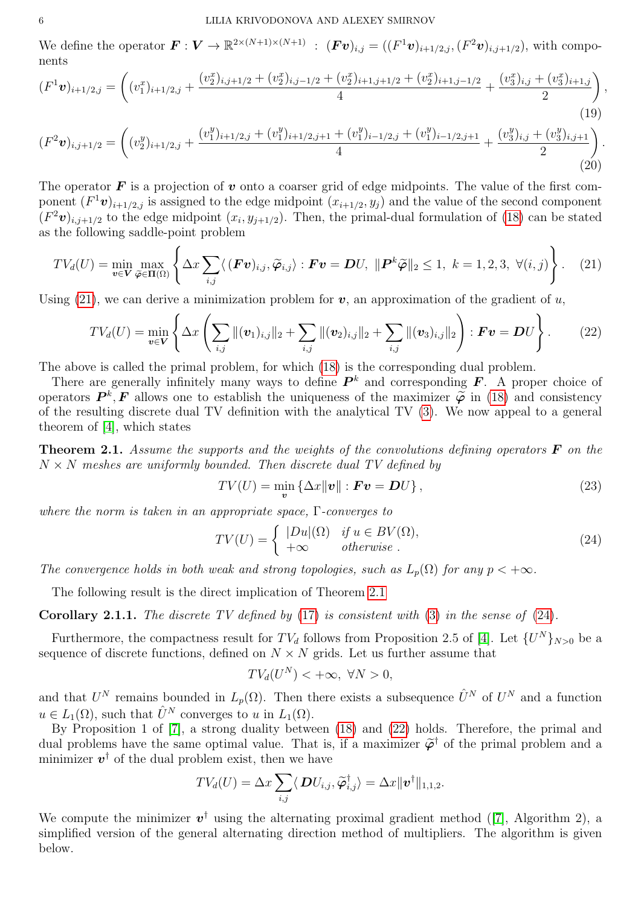We define the operator $\boldsymbol{F} : \boldsymbol{V} \to \mathbb{R}^{2\times(N+1)\times(N+1)} \ : \ (\boldsymbol{F}\boldsymbol{v})_{i,j} = ((F^1\boldsymbol{v})_{i+1/2,j}, (F^2\boldsymbol{v})_{i,j+1/2})$, with components

$$(F^1\boldsymbol{v})_{i+1/2,j} = \left( (v_1^x)_{i+1/2,j} + \frac{(v_2^x)_{i,j+1/2} + (v_2^x)_{i,j-1/2} + (v_2^x)_{i+1,j+1/2} + (v_2^x)_{i+1,j-1/2}}{4} + \frac{(v_3^x)_{i,j} + (v_3^x)_{i+1,j}}{2} \right), \tag{19}$$

$$(F^2\boldsymbol{v})_{i,j+1/2} = \left( (v_2^y)_{i+1/2,j} + \frac{(v_1^y)_{i+1/2,j} + (v_1^y)_{i+1/2,j+1} + (v_1^y)_{i-1/2,j} + (v_1^y)_{i-1/2,j+1}}{4} + \frac{(v_3^y)_{i,j} + (v_3^y)_{i,j+1}}{2} \right). \tag{20}$$

The operator $\boldsymbol{F}$ is a projection of $\boldsymbol{v}$ onto a coarser grid of edge midpoints. The value of the first component $(F^1\boldsymbol{v})_{i+1/2,j}$ is assigned to the edge midpoint $(x_{i+1/2}, y_j)$ and the value of the second component $(F^2\boldsymbol{v})_{i,j+1/2}$ to the edge midpoint $(x_i, y_{j+1/2})$. Then, the primal-dual formulation of (18) can be stated as the following saddle-point problem

$$TV_d(U) = \min_{\boldsymbol{v}\in\boldsymbol{V}} \max_{\widetilde{\boldsymbol{\varphi}}\in\boldsymbol{\Pi}(\Omega)} \left\{ \Delta x \sum_{i,j} \langle\, (\boldsymbol{F}\boldsymbol{v})_{i,j}, \widetilde{\boldsymbol{\varphi}}_{i,j} \rangle : \boldsymbol{F}\boldsymbol{v} = \boldsymbol{D}U,\ \|\boldsymbol{P}^k\widetilde{\boldsymbol{\varphi}}\|_2 \le 1,\ k = 1,2,3,\ \forall (i,j) \right\}. \tag{21}$$

Using (21), we can derive a minimization problem for $\boldsymbol{v}$, an approximation of the gradient of $u$,

$$TV_d(U) = \min_{\boldsymbol{v}\in\boldsymbol{V}} \left\{ \Delta x \left( \sum_{i,j} \|(\boldsymbol{v}_1)_{i,j}\|_2 + \sum_{i,j} \|(\boldsymbol{v}_2)_{i,j}\|_2 + \sum_{i,j} \|(\boldsymbol{v}_3)_{i,j}\|_2 \right) : \boldsymbol{F}\boldsymbol{v} = \boldsymbol{D}U \right\}. \tag{22}$$

The above is called the primal problem, for which (18) is the corresponding dual problem.

There are generally infinitely many ways to define $\boldsymbol{P}^k$ and corresponding $\boldsymbol{F}$. A proper choice of operators $\boldsymbol{P}^k, \boldsymbol{F}$ allows one to establish the uniqueness of the maximizer $\widetilde{\boldsymbol{\varphi}}$ in (18) and consistency of the resulting discrete dual TV definition with the analytical TV (3). We now appeal to a general theorem of [4], which states

**Theorem 2.1.** *Assume the supports and the weights of the convolutions defining operators $\boldsymbol{F}$ on the $N \times N$ meshes are uniformly bounded. Then discrete dual TV defined by*

$$TV(U) = \min_{\boldsymbol{v}} \{\Delta x \|\boldsymbol{v}\| : \boldsymbol{F}\boldsymbol{v} = \boldsymbol{D}U\}, \tag{23}$$

*where the norm is taken in an appropriate space, $\Gamma$-converges to*

$$TV(U) = \begin{cases} |Du|(\Omega) & \text{if } u \in BV(\Omega), \\ +\infty & \text{otherwise}. \end{cases} \tag{24}$$

*The convergence holds in both weak and strong topologies, such as $L_p(\Omega)$ for any $p < +\infty$.*

The following result is the direct implication of Theorem 2.1

**Corollary 2.1.1.** *The discrete TV defined by* (17) *is consistent with* (3) *in the sense of* (24).

Furthermore, the compactness result for $TV_d$ follows from Proposition 2.5 of [4]. Let $\{U^N\}_{N>0}$ be a sequence of discrete functions, defined on $N \times N$ grids. Let us further assume that

$$TV_d(U^N) < +\infty,\ \forall N > 0,$$

and that $U^N$ remains bounded in $L_p(\Omega)$. Then there exists a subsequence $\hat{U}^N$ of $U^N$ and a function $u \in L_1(\Omega)$, such that $\hat{U}^N$ converges to $u$ in $L_1(\Omega)$.

By Proposition 1 of [7], a strong duality between (18) and (22) holds. Therefore, the primal and dual problems have the same optimal value. That is, if a maximizer $\widetilde{\boldsymbol{\varphi}}^\dagger$ of the primal problem and a minimizer $\boldsymbol{v}^\dagger$ of the dual problem exist, then we have

$$TV_d(U) = \Delta x \sum_{i,j} \langle\, \boldsymbol{D}U_{i,j}, \widetilde{\boldsymbol{\varphi}}^\dagger_{i,j} \rangle = \Delta x \|\boldsymbol{v}^\dagger\|_{1,1,2}.$$

We compute the minimizer $\boldsymbol{v}^\dagger$ using the alternating proximal gradient method ([7], Algorithm 2), a simplified version of the general alternating direction method of multipliers. The algorithm is given below.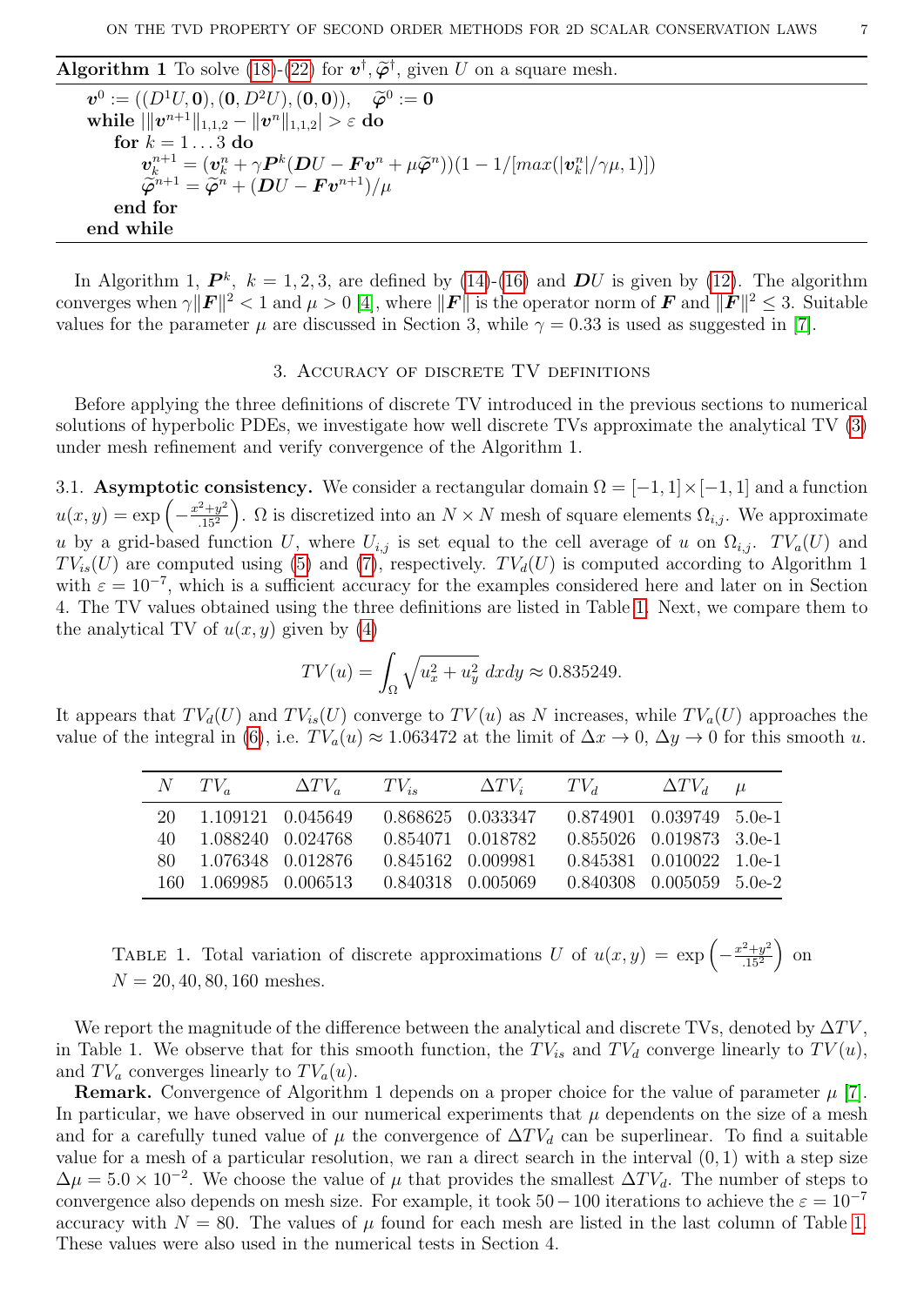**Algorithm 1** To solve (18)-(22) for $\boldsymbol{v}^\dagger, \widetilde{\boldsymbol{\varphi}}^\dagger$, given $U$ on a square mesh.

---

$\boldsymbol{v}^0 := ((D^1 U, \mathbf{0}), (\mathbf{0}, D^2 U), (\mathbf{0}, \mathbf{0})), \quad \widetilde{\boldsymbol{\varphi}}^0 := \mathbf{0}$

**while** $|\|\boldsymbol{v}^{n+1}\|_{1,1,2} - \|\boldsymbol{v}^n\|_{1,1,2}| > \varepsilon$ **do**

  **for** $k = 1 \ldots 3$ **do**

    $\boldsymbol{v}_k^{n+1} = (\boldsymbol{v}_k^n + \gamma \boldsymbol{P}^k(\boldsymbol{D}U - \boldsymbol{F}\boldsymbol{v}^n + \mu \widetilde{\boldsymbol{\varphi}}^n))(1 - 1/[max(|\boldsymbol{v}_k^n|/\gamma\mu, 1)])$

    $\widetilde{\boldsymbol{\varphi}}^{n+1} = \widetilde{\boldsymbol{\varphi}}^n + (\boldsymbol{D}U - \boldsymbol{F}\boldsymbol{v}^{n+1})/\mu$

  **end for**

**end while**

---

In Algorithm 1, $\boldsymbol{P}^k$, $k = 1, 2, 3$, are defined by (14)-(16) and $\boldsymbol{D}U$ is given by (12). The algorithm converges when $\gamma\|\boldsymbol{F}\|^2 < 1$ and $\mu > 0$ [4], where $\|\boldsymbol{F}\|$ is the operator norm of $\boldsymbol{F}$ and $\|\boldsymbol{F}\|^2 \leq 3$. Suitable values for the parameter $\mu$ are discussed in Section 3, while $\gamma = 0.33$ is used as suggested in [7].

## 3. Accuracy of discrete TV definitions

Before applying the three definitions of discrete TV introduced in the previous sections to numerical solutions of hyperbolic PDEs, we investigate how well discrete TVs approximate the analytical TV (3) under mesh refinement and verify convergence of the Algorithm 1.

3.1. **Asymptotic consistency.** We consider a rectangular domain $\Omega = [-1, 1] \times [-1, 1]$ and a function $u(x, y) = \exp\left(-\frac{x^2+y^2}{.15^2}\right)$. $\Omega$ is discretized into an $N \times N$ mesh of square elements $\Omega_{i,j}$. We approximate $u$ by a grid-based function $U$, where $U_{i,j}$ is set equal to the cell average of $u$ on $\Omega_{i,j}$. $TV_a(U)$ and $TV_{is}(U)$ are computed using (5) and (7), respectively. $TV_d(U)$ is computed according to Algorithm 1 with $\varepsilon = 10^{-7}$, which is a sufficient accuracy for the examples considered here and later on in Section 4. The TV values obtained using the three definitions are listed in Table 1. Next, we compare them to the analytical TV of $u(x, y)$ given by (4)

$$TV(u) = \int_\Omega \sqrt{u_x^2 + u_y^2}\; dxdy \approx 0.835249.$$

It appears that $TV_d(U)$ and $TV_{is}(U)$ converge to $TV(u)$ as $N$ increases, while $TV_a(U)$ approaches the value of the integral in (6), i.e. $TV_a(u) \approx 1.063472$ at the limit of $\Delta x \to 0$, $\Delta y \to 0$ for this smooth $u$.

| $N$ | $TV_a$ | $\Delta TV_a$ | $TV_{is}$ | $\Delta TV_i$ | $TV_d$ | $\Delta TV_d$ | $\mu$ |
|---|---|---|---|---|---|---|---|
| 20 | 1.109121 | 0.045649 | 0.868625 | 0.033347 | 0.874901 | 0.039749 | 5.0e-1 |
| 40 | 1.088240 | 0.024768 | 0.854071 | 0.018782 | 0.855026 | 0.019873 | 3.0e-1 |
| 80 | 1.076348 | 0.012876 | 0.845162 | 0.009981 | 0.845381 | 0.010022 | 1.0e-1 |
| 160 | 1.069985 | 0.006513 | 0.840318 | 0.005069 | 0.840308 | 0.005059 | 5.0e-2 |

Table 1. Total variation of discrete approximations $U$ of $u(x, y) = \exp\left(-\frac{x^2+y^2}{.15^2}\right)$ on $N = 20, 40, 80, 160$ meshes.

We report the magnitude of the difference between the analytical and discrete TVs, denoted by $\Delta TV$, in Table 1. We observe that for this smooth function, the $TV_{is}$ and $TV_d$ converge linearly to $TV(u)$, and $TV_a$ converges linearly to $TV_a(u)$.

**Remark.** Convergence of Algorithm 1 depends on a proper choice for the value of parameter $\mu$ [7]. In particular, we have observed in our numerical experiments that $\mu$ dependents on the size of a mesh and for a carefully tuned value of $\mu$ the convergence of $\Delta TV_d$ can be superlinear. To find a suitable value for a mesh of a particular resolution, we ran a direct search in the interval $(0, 1)$ with a step size $\Delta\mu = 5.0 \times 10^{-2}$. We choose the value of $\mu$ that provides the smallest $\Delta TV_d$. The number of steps to convergence also depends on mesh size. For example, it took $50 - 100$ iterations to achieve the $\varepsilon = 10^{-7}$ accuracy with $N = 80$. The values of $\mu$ found for each mesh are listed in the last column of Table 1. These values were also used in the numerical tests in Section 4.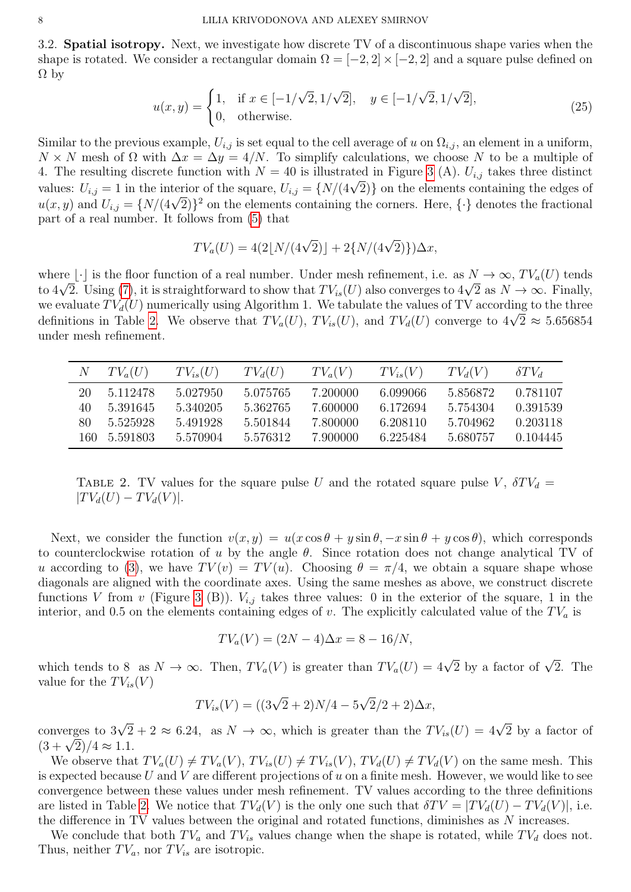**3.2. Spatial isotropy.** Next, we investigate how discrete TV of a discontinuous shape varies when the shape is rotated. We consider a rectangular domain $\Omega = [-2, 2] \times [-2, 2]$ and a square pulse defined on $\Omega$ by

$$u(x, y) = \begin{cases} 1, & \text{if } x \in [-1/\sqrt{2}, 1/\sqrt{2}], \quad y \in [-1/\sqrt{2}, 1/\sqrt{2}], \\ 0, & \text{otherwise.} \end{cases} \tag{25}$$

Similar to the previous example, $U_{i,j}$ is set equal to the cell average of $u$ on $\Omega_{i,j}$, an element in a uniform, $N \times N$ mesh of $\Omega$ with $\Delta x = \Delta y = 4/N$. To simplify calculations, we choose $N$ to be a multiple of 4. The resulting discrete function with $N = 40$ is illustrated in Figure 3 (A). $U_{i,j}$ takes three distinct values: $U_{i,j} = 1$ in the interior of the square, $U_{i,j} = \{N/(4\sqrt{2})\}$ on the elements containing the edges of $u(x, y)$ and $U_{i,j} = \{N/(4\sqrt{2})\}^2$ on the elements containing the corners. Here, $\{\cdot\}$ denotes the fractional part of a real number. It follows from (5) that

$$TV_a(U) = 4(2\lfloor N/(4\sqrt{2})\rfloor + 2\{N/(4\sqrt{2})\})\Delta x,$$

where $\lfloor\cdot\rfloor$ is the floor function of a real number. Under mesh refinement, i.e. as $N \to \infty$, $TV_a(U)$ tends to $4\sqrt{2}$. Using (7), it is straightforward to show that $TV_{is}(U)$ also converges to $4\sqrt{2}$ as $N \to \infty$. Finally, we evaluate $TV_d(U)$ numerically using Algorithm 1. We tabulate the values of TV according to the three definitions in Table 2. We observe that $TV_a(U)$, $TV_{is}(U)$, and $TV_d(U)$ converge to $4\sqrt{2} \approx 5.656854$ under mesh refinement.

| $N$ | $TV_a(U)$ | $TV_{is}(U)$ | $TV_d(U)$ | $TV_a(V)$ | $TV_{is}(V)$ | $TV_d(V)$ | $\delta TV_d$ |
|---|---|---|---|---|---|---|---|
| 20 | 5.112478 | 5.027950 | 5.075765 | 7.200000 | 6.099066 | 5.856872 | 0.781107 |
| 40 | 5.391645 | 5.340205 | 5.362765 | 7.600000 | 6.172694 | 5.754304 | 0.391539 |
| 80 | 5.525928 | 5.491928 | 5.501844 | 7.800000 | 6.208110 | 5.704962 | 0.203118 |
| 160 | 5.591803 | 5.570904 | 5.576312 | 7.900000 | 6.225484 | 5.680757 | 0.104445 |

TABLE 2. TV values for the square pulse $U$ and the rotated square pulse $V$, $\delta TV_d = |TV_d(U) - TV_d(V)|$.

Next, we consider the function $v(x, y) = u(x\cos\theta + y\sin\theta, -x\sin\theta + y\cos\theta)$, which corresponds to counterclockwise rotation of $u$ by the angle $\theta$. Since rotation does not change analytical TV of $u$ according to (3), we have $TV(v) = TV(u)$. Choosing $\theta = \pi/4$, we obtain a square shape whose diagonals are aligned with the coordinate axes. Using the same meshes as above, we construct discrete functions $V$ from $v$ (Figure 3 (B)). $V_{i,j}$ takes three values: 0 in the exterior of the square, 1 in the interior, and 0.5 on the elements containing edges of $v$. The explicitly calculated value of the $TV_a$ is

$$TV_a(V) = (2N - 4)\Delta x = 8 - 16/N,$$

which tends to 8 as $N \to \infty$. Then, $TV_a(V)$ is greater than $TV_a(U) = 4\sqrt{2}$ by a factor of $\sqrt{2}$. The value for the $TV_{is}(V)$

$$TV_{is}(V) = ((3\sqrt{2} + 2)N/4 - 5\sqrt{2}/2 + 2)\Delta x,$$

converges to $3\sqrt{2} + 2 \approx 6.24$, as $N \to \infty$, which is greater than the $TV_{is}(U) = 4\sqrt{2}$ by a factor of $(3 + \sqrt{2})/4 \approx 1.1$.

We observe that $TV_a(U) \neq TV_a(V)$, $TV_{is}(U) \neq TV_{is}(V)$, $TV_d(U) \neq TV_d(V)$ on the same mesh. This is expected because $U$ and $V$ are different projections of $u$ on a finite mesh. However, we would like to see convergence between these values under mesh refinement. TV values according to the three definitions are listed in Table 2. We notice that $TV_d(V)$ is the only one such that $\delta TV = |TV_d(U) - TV_d(V)|$, i.e. the difference in TV values between the original and rotated functions, diminishes as $N$ increases.

We conclude that both $TV_a$ and $TV_{is}$ values change when the shape is rotated, while $TV_d$ does not. Thus, neither $TV_a$, nor $TV_{is}$ are isotropic.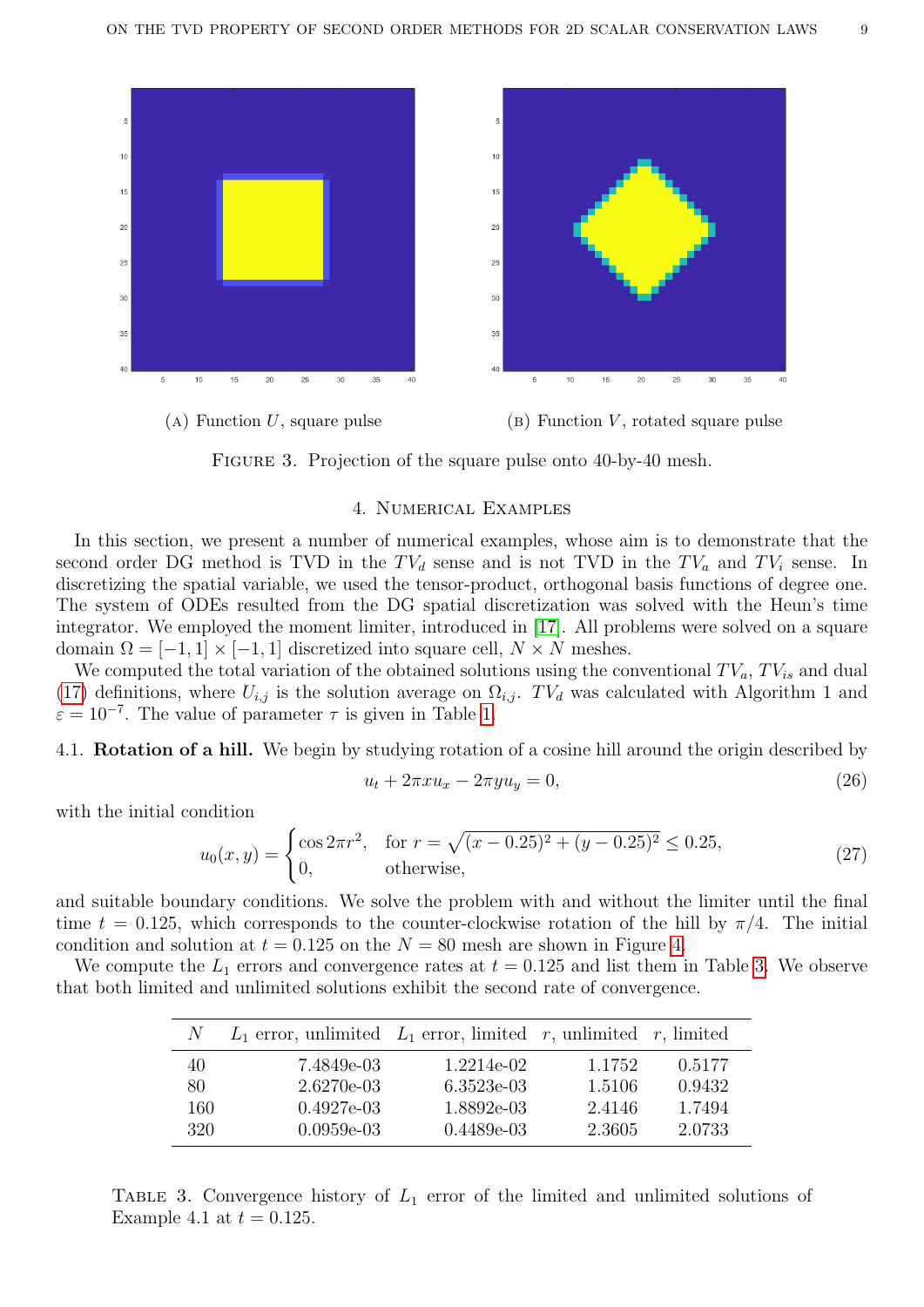(A) Function $U$, square pulse

(B) Function $V$, rotated square pulse

FIGURE 3. Projection of the square pulse onto 40-by-40 mesh.

## 4. Numerical Examples

In this section, we present a number of numerical examples, whose aim is to demonstrate that the second order DG method is TVD in the $TV_d$ sense and is not TVD in the $TV_a$ and $TV_i$ sense. In discretizing the spatial variable, we used the tensor-product, orthogonal basis functions of degree one. The system of ODEs resulted from the DG spatial discretization was solved with the Heun's time integrator. We employed the moment limiter, introduced in [17]. All problems were solved on a square domain $\Omega = [-1,1] \times [-1,1]$ discretized into square cell, $N \times N$ meshes.

We computed the total variation of the obtained solutions using the conventional $TV_a$, $TV_{is}$ and dual (17) definitions, where $U_{i,j}$ is the solution average on $\Omega_{i,j}$. $TV_d$ was calculated with Algorithm 1 and $\varepsilon = 10^{-7}$. The value of parameter $\tau$ is given in Table 1.

### 4.1. Rotation of a hill.

We begin by studying rotation of a cosine hill around the origin described by

$$u_t + 2\pi x u_x - 2\pi y u_y = 0, \tag{26}$$

with the initial condition

$$u_0(x,y) = \begin{cases} \cos 2\pi r^2, & \text{for } r = \sqrt{(x-0.25)^2 + (y-0.25)^2} \le 0.25, \\ 0, & \text{otherwise,} \end{cases} \tag{27}$$

and suitable boundary conditions. We solve the problem with and without the limiter until the final time $t = 0.125$, which corresponds to the counter-clockwise rotation of the hill by $\pi/4$. The initial condition and solution at $t = 0.125$ on the $N = 80$ mesh are shown in Figure 4.

We compute the $L_1$ errors and convergence rates at $t = 0.125$ and list them in Table 3. We observe that both limited and unlimited solutions exhibit the second rate of convergence.

| $N$ | $L_1$ error, unlimited | $L_1$ error, limited | $r$, unlimited | $r$, limited |
|---|---|---|---|---|
| 40 | 7.4849e-03 | 1.2214e-02 | 1.1752 | 0.5177 |
| 80 | 2.6270e-03 | 6.3523e-03 | 1.5106 | 0.9432 |
| 160 | 0.4927e-03 | 1.8892e-03 | 2.4146 | 1.7494 |
| 320 | 0.0959e-03 | 0.4489e-03 | 2.3605 | 2.0733 |

TABLE 3. Convergence history of $L_1$ error of the limited and unlimited solutions of Example 4.1 at $t = 0.125$.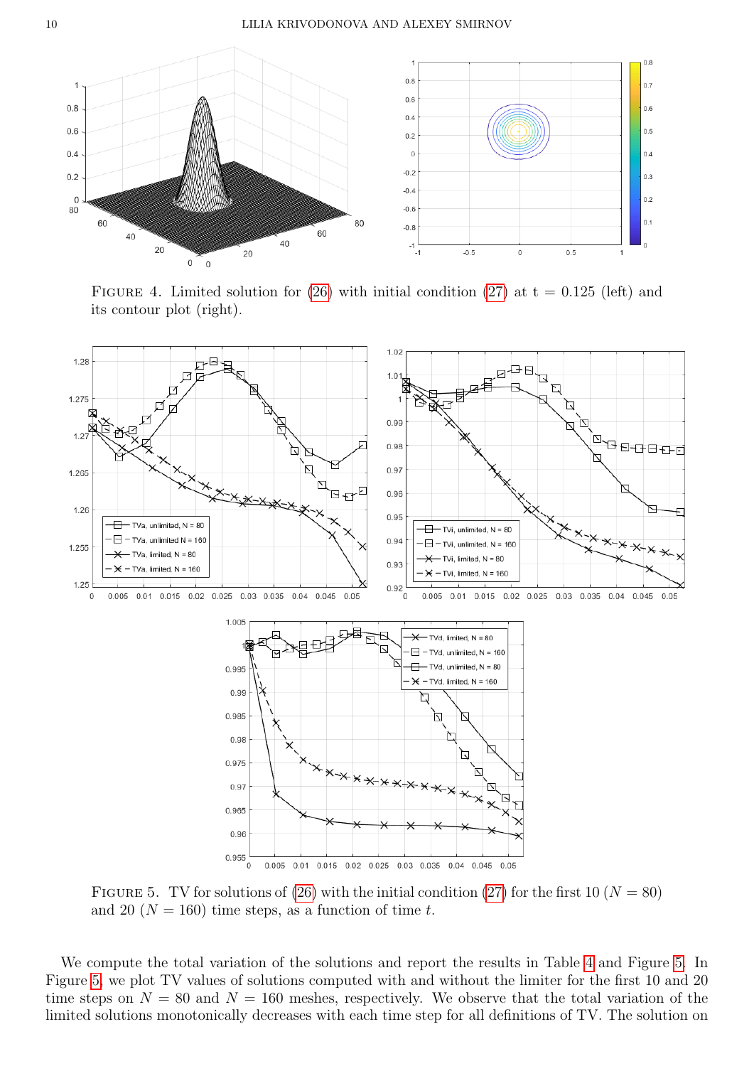FIGURE 4. Limited solution for (26) with initial condition (27) at t = 0.125 (left) and its contour plot (right).

FIGURE 5. TV for solutions of (26) with the initial condition (27) for the first 10 ($N = 80$) and 20 ($N = 160$) time steps, as a function of time $t$.

We compute the total variation of the solutions and report the results in Table 4 and Figure 5. In Figure 5, we plot TV values of solutions computed with and without the limiter for the first 10 and 20 time steps on $N = 80$ and $N = 160$ meshes, respectively. We observe that the total variation of the limited solutions monotonically decreases with each time step for all definitions of TV. The solution on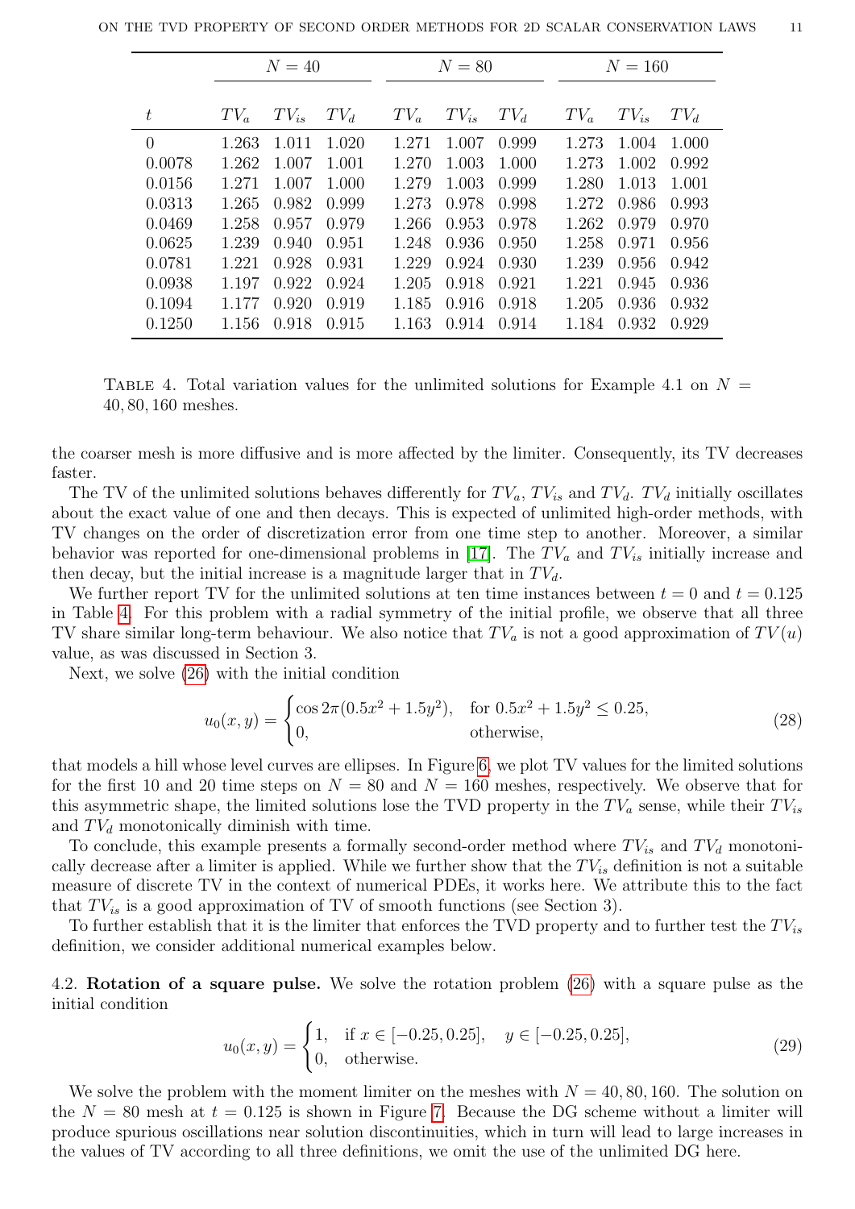| | N = 40 | | | N = 80 | | | N = 160 | | |
|---|---|---|---|---|---|---|---|---|---|
| $t$ | $TV_a$ | $TV_{is}$ | $TV_d$ | $TV_a$ | $TV_{is}$ | $TV_d$ | $TV_a$ | $TV_{is}$ | $TV_d$ |
| 0 | 1.263 | 1.011 | 1.020 | 1.271 | 1.007 | 0.999 | 1.273 | 1.004 | 1.000 |
| 0.0078 | 1.262 | 1.007 | 1.001 | 1.270 | 1.003 | 1.000 | 1.273 | 1.002 | 0.992 |
| 0.0156 | 1.271 | 1.007 | 1.000 | 1.279 | 1.003 | 0.999 | 1.280 | 1.013 | 1.001 |
| 0.0313 | 1.265 | 0.982 | 0.999 | 1.273 | 0.978 | 0.998 | 1.272 | 0.986 | 0.993 |
| 0.0469 | 1.258 | 0.957 | 0.979 | 1.266 | 0.953 | 0.978 | 1.262 | 0.979 | 0.970 |
| 0.0625 | 1.239 | 0.940 | 0.951 | 1.248 | 0.936 | 0.950 | 1.258 | 0.971 | 0.956 |
| 0.0781 | 1.221 | 0.928 | 0.931 | 1.229 | 0.924 | 0.930 | 1.239 | 0.956 | 0.942 |
| 0.0938 | 1.197 | 0.922 | 0.924 | 1.205 | 0.918 | 0.921 | 1.221 | 0.945 | 0.936 |
| 0.1094 | 1.177 | 0.920 | 0.919 | 1.185 | 0.916 | 0.918 | 1.205 | 0.936 | 0.932 |
| 0.1250 | 1.156 | 0.918 | 0.915 | 1.163 | 0.914 | 0.914 | 1.184 | 0.932 | 0.929 |

TABLE 4. Total variation values for the unlimited solutions for Example 4.1 on $N = 40, 80, 160$ meshes.

the coarser mesh is more diffusive and is more affected by the limiter. Consequently, its TV decreases faster.

The TV of the unlimited solutions behaves differently for $TV_a$, $TV_{is}$ and $TV_d$. $TV_d$ initially oscillates about the exact value of one and then decays. This is expected of unlimited high-order methods, with TV changes on the order of discretization error from one time step to another. Moreover, a similar behavior was reported for one-dimensional problems in [17]. The $TV_a$ and $TV_{is}$ initially increase and then decay, but the initial increase is a magnitude larger that in $TV_d$.

We further report TV for the unlimited solutions at ten time instances between $t = 0$ and $t = 0.125$ in Table 4. For this problem with a radial symmetry of the initial profile, we observe that all three TV share similar long-term behaviour. We also notice that $TV_a$ is not a good approximation of $TV(u)$ value, as was discussed in Section 3.

Next, we solve (26) with the initial condition

$$u_0(x, y) = \begin{cases} \cos 2\pi(0.5x^2 + 1.5y^2), & \text{for } 0.5x^2 + 1.5y^2 \leq 0.25, \\ 0, & \text{otherwise,} \end{cases} \tag{28}$$

that models a hill whose level curves are ellipses. In Figure 6, we plot TV values for the limited solutions for the first 10 and 20 time steps on $N = 80$ and $N = 160$ meshes, respectively. We observe that for this asymmetric shape, the limited solutions lose the TVD property in the $TV_a$ sense, while their $TV_{is}$ and $TV_d$ monotonically diminish with time.

To conclude, this example presents a formally second-order method where $TV_{is}$ and $TV_d$ monotonically decrease after a limiter is applied. While we further show that the $TV_{is}$ definition is not a suitable measure of discrete TV in the context of numerical PDEs, it works here. We attribute this to the fact that $TV_{is}$ is a good approximation of TV of smooth functions (see Section 3).

To further establish that it is the limiter that enforces the TVD property and to further test the $TV_{is}$ definition, we consider additional numerical examples below.

### 4.2. **Rotation of a square pulse.**

We solve the rotation problem (26) with a square pulse as the initial condition

$$u_0(x, y) = \begin{cases} 1, & \text{if } x \in [-0.25, 0.25], \quad y \in [-0.25, 0.25], \\ 0, & \text{otherwise.} \end{cases} \tag{29}$$

We solve the problem with the moment limiter on the meshes with $N = 40, 80, 160$. The solution on the $N = 80$ mesh at $t = 0.125$ is shown in Figure 7. Because the DG scheme without a limiter will produce spurious oscillations near solution discontinuities, which in turn will lead to large increases in the values of TV according to all three definitions, we omit the use of the unlimited DG here.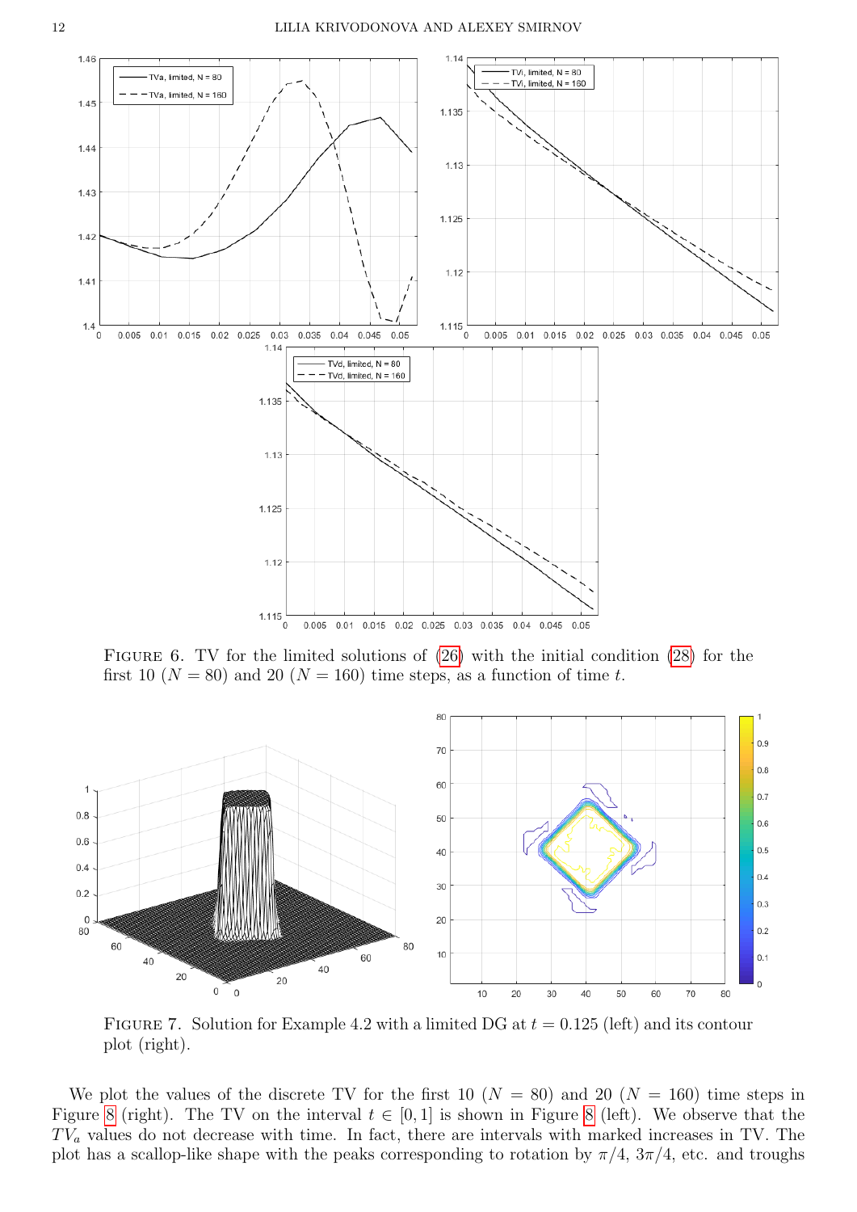Figure 6. TV for the limited solutions of (26) with the initial condition (28) for the first 10 ($N = 80$) and 20 ($N = 160$) time steps, as a function of time $t$.

Figure 7. Solution for Example 4.2 with a limited DG at $t = 0.125$ (left) and its contour plot (right).

We plot the values of the discrete TV for the first 10 ($N = 80$) and 20 ($N = 160$) time steps in Figure 8 (right). The TV on the interval $t \in [0, 1]$ is shown in Figure 8 (left). We observe that the $TV_a$ values do not decrease with time. In fact, there are intervals with marked increases in TV. The plot has a scallop-like shape with the peaks corresponding to rotation by $\pi/4$, $3\pi/4$, etc. and troughs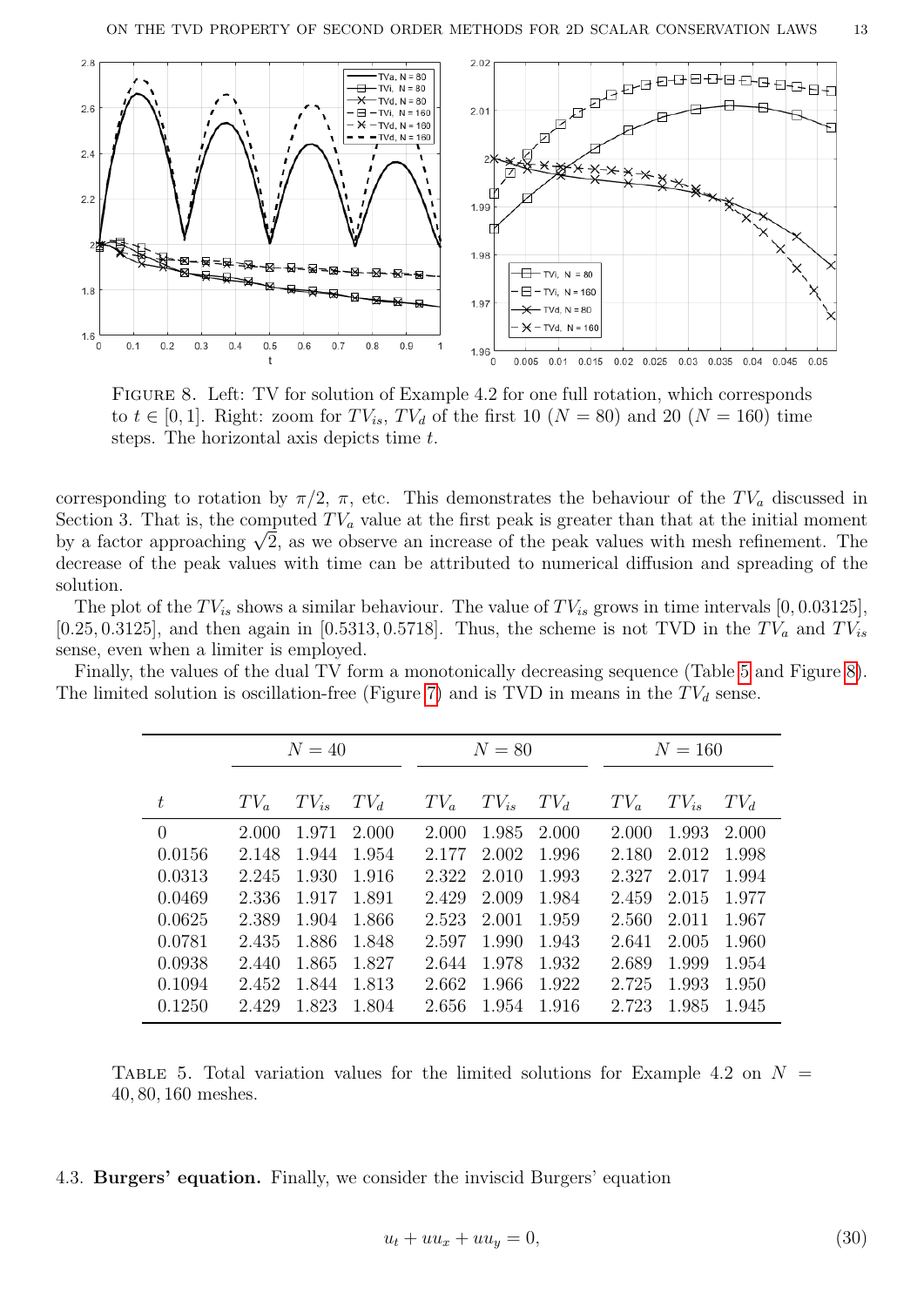FIGURE 8. Left: TV for solution of Example 4.2 for one full rotation, which corresponds to $t \in [0, 1]$. Right: zoom for $TV_{is}$, $TV_d$ of the first 10 ($N = 80$) and 20 ($N = 160$) time steps. The horizontal axis depicts time $t$.

corresponding to rotation by $\pi/2$, $\pi$, etc. This demonstrates the behaviour of the $TV_a$ discussed in Section 3. That is, the computed $TV_a$ value at the first peak is greater than that at the initial moment by a factor approaching $\sqrt{2}$, as we observe an increase of the peak values with mesh refinement. The decrease of the peak values with time can be attributed to numerical diffusion and spreading of the solution.

The plot of the $TV_{is}$ shows a similar behaviour. The value of $TV_{is}$ grows in time intervals $[0, 0.03125]$, $[0.25, 0.3125]$, and then again in $[0.5313, 0.5718]$. Thus, the scheme is not TVD in the $TV_a$ and $TV_{is}$ sense, even when a limiter is employed.

Finally, the values of the dual TV form a monotonically decreasing sequence (Table 5 and Figure 8). The limited solution is oscillation-free (Figure 7) and is TVD in means in the $TV_d$ sense.

| | $N = 40$ | | | $N = 80$ | | | $N = 160$ | | |
|---|---|---|---|---|---|---|---|---|---|
| $t$ | $TV_a$ | $TV_{is}$ | $TV_d$ | $TV_a$ | $TV_{is}$ | $TV_d$ | $TV_a$ | $TV_{is}$ | $TV_d$ |
| 0 | 2.000 | 1.971 | 2.000 | 2.000 | 1.985 | 2.000 | 2.000 | 1.993 | 2.000 |
| 0.0156 | 2.148 | 1.944 | 1.954 | 2.177 | 2.002 | 1.996 | 2.180 | 2.012 | 1.998 |
| 0.0313 | 2.245 | 1.930 | 1.916 | 2.322 | 2.010 | 1.993 | 2.327 | 2.017 | 1.994 |
| 0.0469 | 2.336 | 1.917 | 1.891 | 2.429 | 2.009 | 1.984 | 2.459 | 2.015 | 1.977 |
| 0.0625 | 2.389 | 1.904 | 1.866 | 2.523 | 2.001 | 1.959 | 2.560 | 2.011 | 1.967 |
| 0.0781 | 2.435 | 1.886 | 1.848 | 2.597 | 1.990 | 1.943 | 2.641 | 2.005 | 1.960 |
| 0.0938 | 2.440 | 1.865 | 1.827 | 2.644 | 1.978 | 1.932 | 2.689 | 1.999 | 1.954 |
| 0.1094 | 2.452 | 1.844 | 1.813 | 2.662 | 1.966 | 1.922 | 2.725 | 1.993 | 1.950 |
| 0.1250 | 2.429 | 1.823 | 1.804 | 2.656 | 1.954 | 1.916 | 2.723 | 1.985 | 1.945 |

TABLE 5. Total variation values for the limited solutions for Example 4.2 on $N = 40, 80, 160$ meshes.

4.3. **Burgers' equation.** Finally, we consider the inviscid Burgers' equation

$$u_t + uu_x + uu_y = 0, \tag{30}$$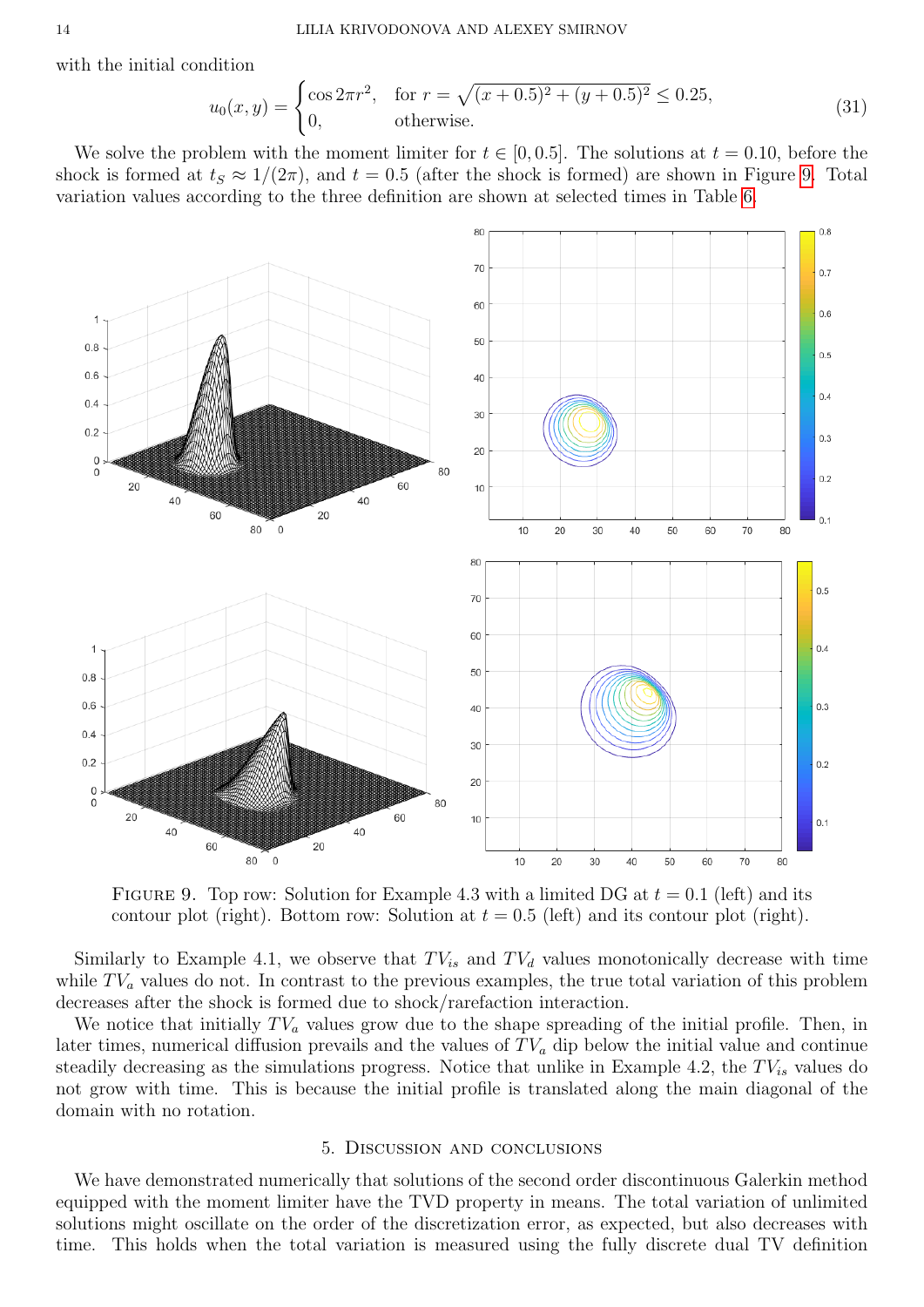with the initial condition

$$u_0(x,y) = \begin{cases} \cos 2\pi r^2, & \text{for } r = \sqrt{(x+0.5)^2 + (y+0.5)^2} \leq 0.25, \\ 0, & \text{otherwise.} \end{cases} \tag{31}$$

We solve the problem with the moment limiter for $t \in [0, 0.5]$. The solutions at $t = 0.10$, before the shock is formed at $t_S \approx 1/(2\pi)$, and $t = 0.5$ (after the shock is formed) are shown in Figure 9. Total variation values according to the three definition are shown at selected times in Table 6.

FIGURE 9. Top row: Solution for Example 4.3 with a limited DG at $t = 0.1$ (left) and its contour plot (right). Bottom row: Solution at $t = 0.5$ (left) and its contour plot (right).

Similarly to Example 4.1, we observe that $TV_{is}$ and $TV_d$ values monotonically decrease with time while $TV_a$ values do not. In contrast to the previous examples, the true total variation of this problem decreases after the shock is formed due to shock/rarefaction interaction.

We notice that initially $TV_a$ values grow due to the shape spreading of the initial profile. Then, in later times, numerical diffusion prevails and the values of $TV_a$ dip below the initial value and continue steadily decreasing as the simulations progress. Notice that unlike in Example 4.2, the $TV_{is}$ values do not grow with time. This is because the initial profile is translated along the main diagonal of the domain with no rotation.

## 5. Discussion and conclusions

We have demonstrated numerically that solutions of the second order discontinuous Galerkin method equipped with the moment limiter have the TVD property in means. The total variation of unlimited solutions might oscillate on the order of the discretization error, as expected, but also decreases with time. This holds when the total variation is measured using the fully discrete dual TV definition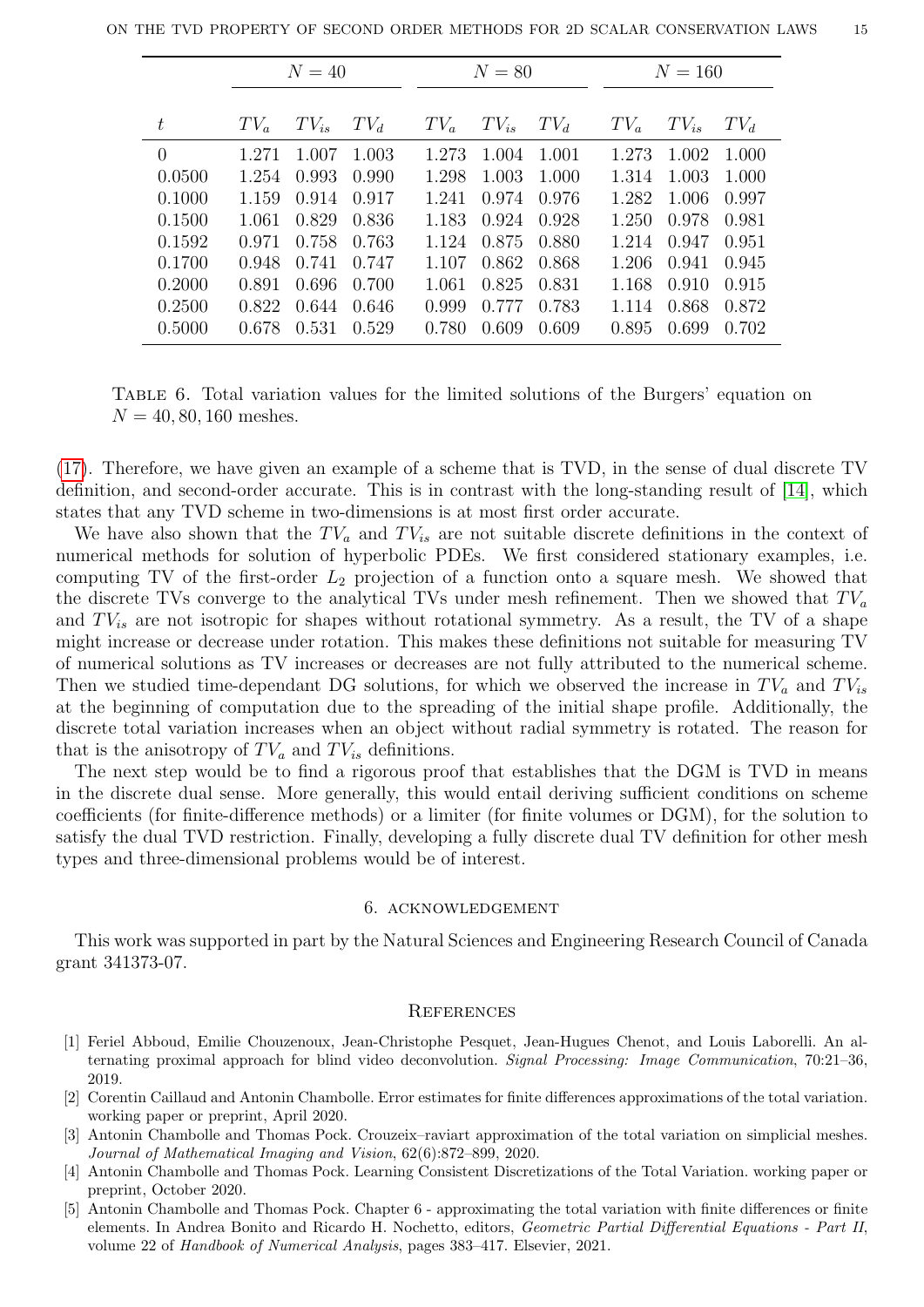| | $N = 40$ | | | $N = 80$ | | | $N = 160$ | | |
|---|---|---|---|---|---|---|---|---|---|
| $t$ | $TV_a$ | $TV_{is}$ | $TV_d$ | $TV_a$ | $TV_{is}$ | $TV_d$ | $TV_a$ | $TV_{is}$ | $TV_d$ |
| 0 | 1.271 | 1.007 | 1.003 | 1.273 | 1.004 | 1.001 | 1.273 | 1.002 | 1.000 |
| 0.0500 | 1.254 | 0.993 | 0.990 | 1.298 | 1.003 | 1.000 | 1.314 | 1.003 | 1.000 |
| 0.1000 | 1.159 | 0.914 | 0.917 | 1.241 | 0.974 | 0.976 | 1.282 | 1.006 | 0.997 |
| 0.1500 | 1.061 | 0.829 | 0.836 | 1.183 | 0.924 | 0.928 | 1.250 | 0.978 | 0.981 |
| 0.1592 | 0.971 | 0.758 | 0.763 | 1.124 | 0.875 | 0.880 | 1.214 | 0.947 | 0.951 |
| 0.1700 | 0.948 | 0.741 | 0.747 | 1.107 | 0.862 | 0.868 | 1.206 | 0.941 | 0.945 |
| 0.2000 | 0.891 | 0.696 | 0.700 | 1.061 | 0.825 | 0.831 | 1.168 | 0.910 | 0.915 |
| 0.2500 | 0.822 | 0.644 | 0.646 | 0.999 | 0.777 | 0.783 | 1.114 | 0.868 | 0.872 |
| 0.5000 | 0.678 | 0.531 | 0.529 | 0.780 | 0.609 | 0.609 | 0.895 | 0.699 | 0.702 |

Table 6. Total variation values for the limited solutions of the Burgers' equation on $N = 40, 80, 160$ meshes.

(17). Therefore, we have given an example of a scheme that is TVD, in the sense of dual discrete TV definition, and second-order accurate. This is in contrast with the long-standing result of [14], which states that any TVD scheme in two-dimensions is at most first order accurate.

We have also shown that the $TV_a$ and $TV_{is}$ are not suitable discrete definitions in the context of numerical methods for solution of hyperbolic PDEs. We first considered stationary examples, i.e. computing TV of the first-order $L_2$ projection of a function onto a square mesh. We showed that the discrete TVs converge to the analytical TVs under mesh refinement. Then we showed that $TV_a$ and $TV_{is}$ are not isotropic for shapes without rotational symmetry. As a result, the TV of a shape might increase or decrease under rotation. This makes these definitions not suitable for measuring TV of numerical solutions as TV increases or decreases are not fully attributed to the numerical scheme. Then we studied time-dependant DG solutions, for which we observed the increase in $TV_a$ and $TV_{is}$ at the beginning of computation due to the spreading of the initial shape profile. Additionally, the discrete total variation increases when an object without radial symmetry is rotated. The reason for that is the anisotropy of $TV_a$ and $TV_{is}$ definitions.

The next step would be to find a rigorous proof that establishes that the DGM is TVD in means in the discrete dual sense. More generally, this would entail deriving sufficient conditions on scheme coefficients (for finite-difference methods) or a limiter (for finite volumes or DGM), for the solution to satisfy the dual TVD restriction. Finally, developing a fully discrete dual TV definition for other mesh types and three-dimensional problems would be of interest.

## 6. Acknowledgement

This work was supported in part by the Natural Sciences and Engineering Research Council of Canada grant 341373-07.

## References

[1] Feriel Abboud, Emilie Chouzenoux, Jean-Christophe Pesquet, Jean-Hugues Chenot, and Louis Laborelli. An alternating proximal approach for blind video deconvolution. *Signal Processing: Image Communication*, 70:21–36, 2019.

[2] Corentin Caillaud and Antonin Chambolle. Error estimates for finite differences approximations of the total variation. working paper or preprint, April 2020.

[3] Antonin Chambolle and Thomas Pock. Crouzeix–raviart approximation of the total variation on simplicial meshes. *Journal of Mathematical Imaging and Vision*, 62(6):872–899, 2020.

[4] Antonin Chambolle and Thomas Pock. Learning Consistent Discretizations of the Total Variation. working paper or preprint, October 2020.

[5] Antonin Chambolle and Thomas Pock. Chapter 6 - approximating the total variation with finite differences or finite elements. In Andrea Bonito and Ricardo H. Nochetto, editors, *Geometric Partial Differential Equations - Part II*, volume 22 of *Handbook of Numerical Analysis*, pages 383–417. Elsevier, 2021.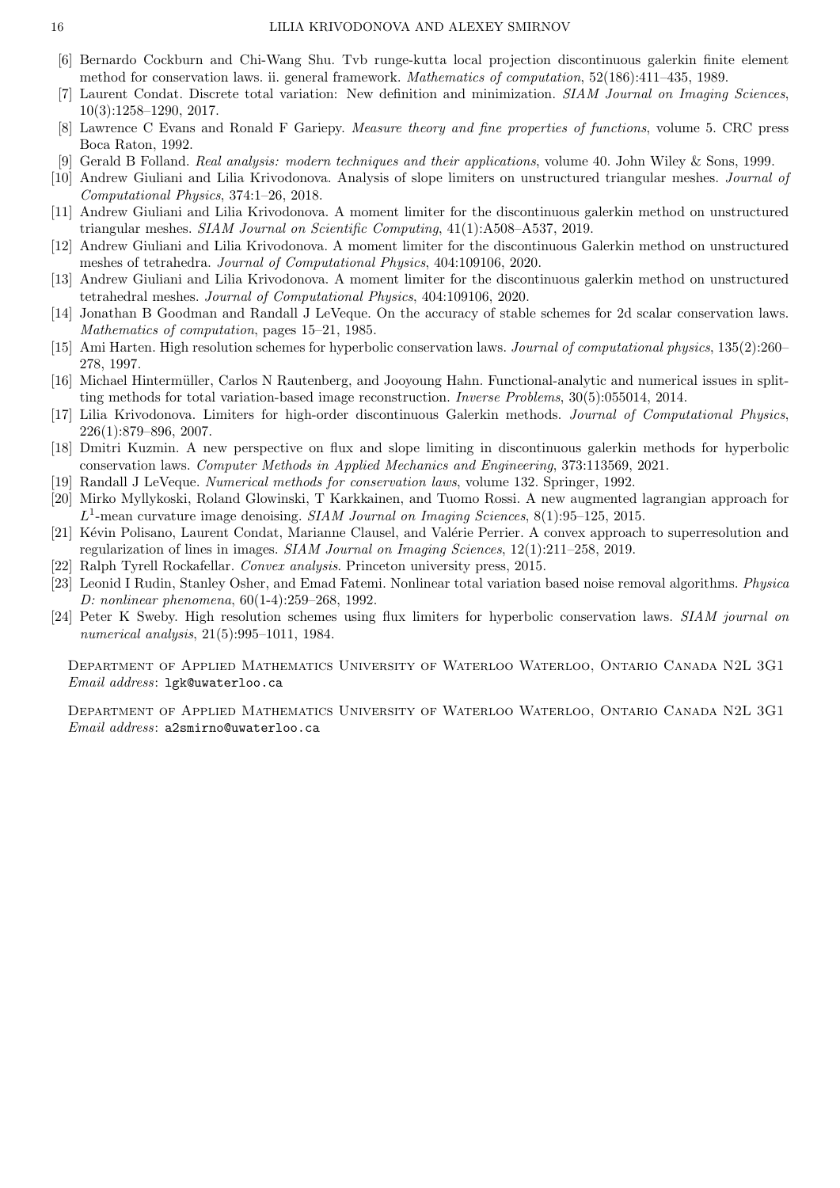[6] Bernardo Cockburn and Chi-Wang Shu. Tvb runge-kutta local projection discontinuous galerkin finite element method for conservation laws. ii. general framework. *Mathematics of computation*, 52(186):411–435, 1989.

[7] Laurent Condat. Discrete total variation: New definition and minimization. *SIAM Journal on Imaging Sciences*, 10(3):1258–1290, 2017.

[8] Lawrence C Evans and Ronald F Gariepy. *Measure theory and fine properties of functions*, volume 5. CRC press Boca Raton, 1992.

[9] Gerald B Folland. *Real analysis: modern techniques and their applications*, volume 40. John Wiley & Sons, 1999.

[10] Andrew Giuliani and Lilia Krivodonova. Analysis of slope limiters on unstructured triangular meshes. *Journal of Computational Physics*, 374:1–26, 2018.

[11] Andrew Giuliani and Lilia Krivodonova. A moment limiter for the discontinuous galerkin method on unstructured triangular meshes. *SIAM Journal on Scientific Computing*, 41(1):A508–A537, 2019.

[12] Andrew Giuliani and Lilia Krivodonova. A moment limiter for the discontinuous Galerkin method on unstructured meshes of tetrahedra. *Journal of Computational Physics*, 404:109106, 2020.

[13] Andrew Giuliani and Lilia Krivodonova. A moment limiter for the discontinuous galerkin method on unstructured tetrahedral meshes. *Journal of Computational Physics*, 404:109106, 2020.

[14] Jonathan B Goodman and Randall J LeVeque. On the accuracy of stable schemes for 2d scalar conservation laws. *Mathematics of computation*, pages 15–21, 1985.

[15] Ami Harten. High resolution schemes for hyperbolic conservation laws. *Journal of computational physics*, 135(2):260–278, 1997.

[16] Michael Hintermüller, Carlos N Rautenberg, and Jooyoung Hahn. Functional-analytic and numerical issues in splitting methods for total variation-based image reconstruction. *Inverse Problems*, 30(5):055014, 2014.

[17] Lilia Krivodonova. Limiters for high-order discontinuous Galerkin methods. *Journal of Computational Physics*, 226(1):879–896, 2007.

[18] Dmitri Kuzmin. A new perspective on flux and slope limiting in discontinuous galerkin methods for hyperbolic conservation laws. *Computer Methods in Applied Mechanics and Engineering*, 373:113569, 2021.

[19] Randall J LeVeque. *Numerical methods for conservation laws*, volume 132. Springer, 1992.

[20] Mirko Myllykoski, Roland Glowinski, T Karkkainen, and Tuomo Rossi. A new augmented lagrangian approach for $L^1$-mean curvature image denoising. *SIAM Journal on Imaging Sciences*, 8(1):95–125, 2015.

[21] Kévin Polisano, Laurent Condat, Marianne Clausel, and Valérie Perrier. A convex approach to superresolution and regularization of lines in images. *SIAM Journal on Imaging Sciences*, 12(1):211–258, 2019.

[22] Ralph Tyrell Rockafellar. *Convex analysis*. Princeton university press, 2015.

[23] Leonid I Rudin, Stanley Osher, and Emad Fatemi. Nonlinear total variation based noise removal algorithms. *Physica D: nonlinear phenomena*, 60(1-4):259–268, 1992.

[24] Peter K Sweby. High resolution schemes using flux limiters for hyperbolic conservation laws. *SIAM journal on numerical analysis*, 21(5):995–1011, 1984.

Department of Applied Mathematics University of Waterloo Waterloo, Ontario Canada N2L 3G1
*Email address*: `lgk@uwaterloo.ca`

Department of Applied Mathematics University of Waterloo Waterloo, Ontario Canada N2L 3G1
*Email address*: `a2smirno@uwaterloo.ca`